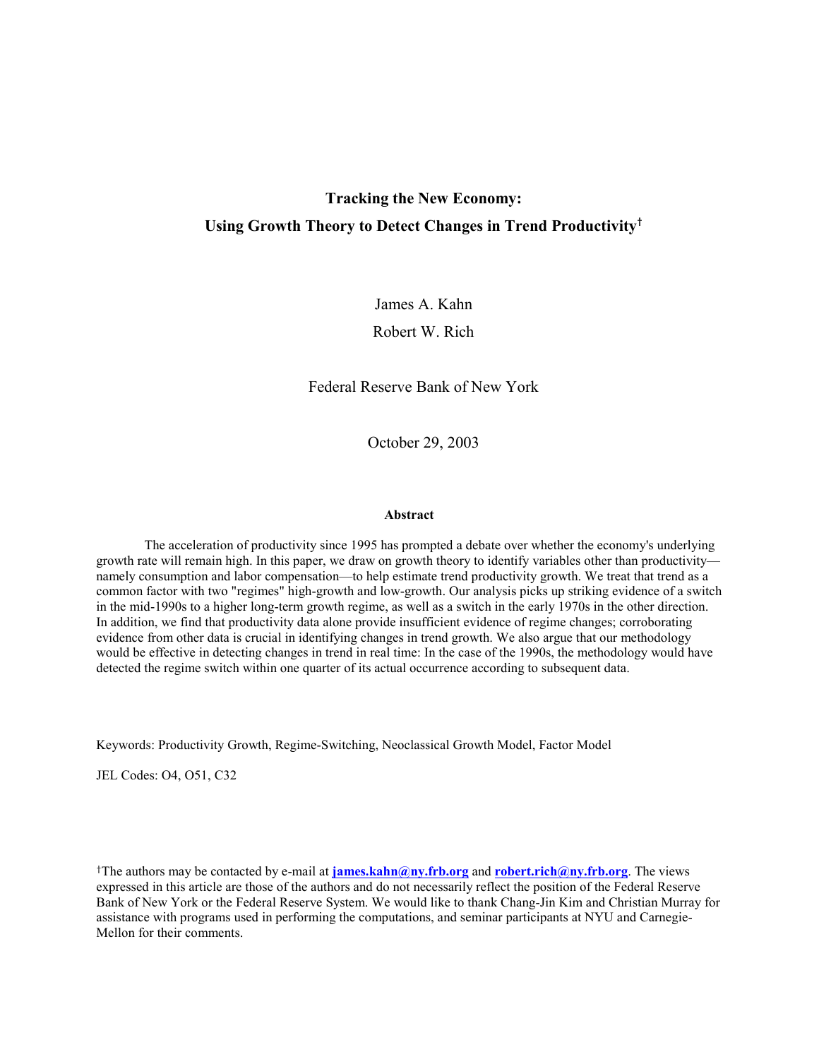# Tracking the New Economy:

# Using Growth Theory to Detect Changes in Trend Productivity[†]

James A. Kahn

Robert W. Rich

Federal Reserve Bank of New York

October 29, 2003

### Abstract

The acceleration of productivity since 1995 has prompted a debate over whether the economy's underlying growth rate will remain high. In this paper, we draw on growth theory to identify variables other than productivity—namely consumption and labor compensation—to help estimate trend productivity growth. We treat that trend as a common factor with two "regimes" high-growth and low-growth. Our analysis picks up striking evidence of a switch in the mid-1990s to a higher long-term growth regime, as well as a switch in the early 1970s in the other direction. In addition, we find that productivity data alone provide insufficient evidence of regime changes; corroborating evidence from other data is crucial in identifying changes in trend growth. We also argue that our methodology would be effective in detecting changes in trend in real time: In the case of the 1990s, the methodology would have detected the regime switch within one quarter of its actual occurrence according to subsequent data.

Keywords: Productivity Growth, Regime-Switching, Neoclassical Growth Model, Factor Model

JEL Codes: O4, O51, C32

[†]The authors may be contacted by e-mail at **james.kahn@ny.frb.org** and **robert.rich@ny.frb.org**. The views expressed in this article are those of the authors and do not necessarily reflect the position of the Federal Reserve Bank of New York or the Federal Reserve System. We would like to thank Chang-Jin Kim and Christian Murray for assistance with programs used in performing the computations, and seminar participants at NYU and Carnegie-Mellon for their comments.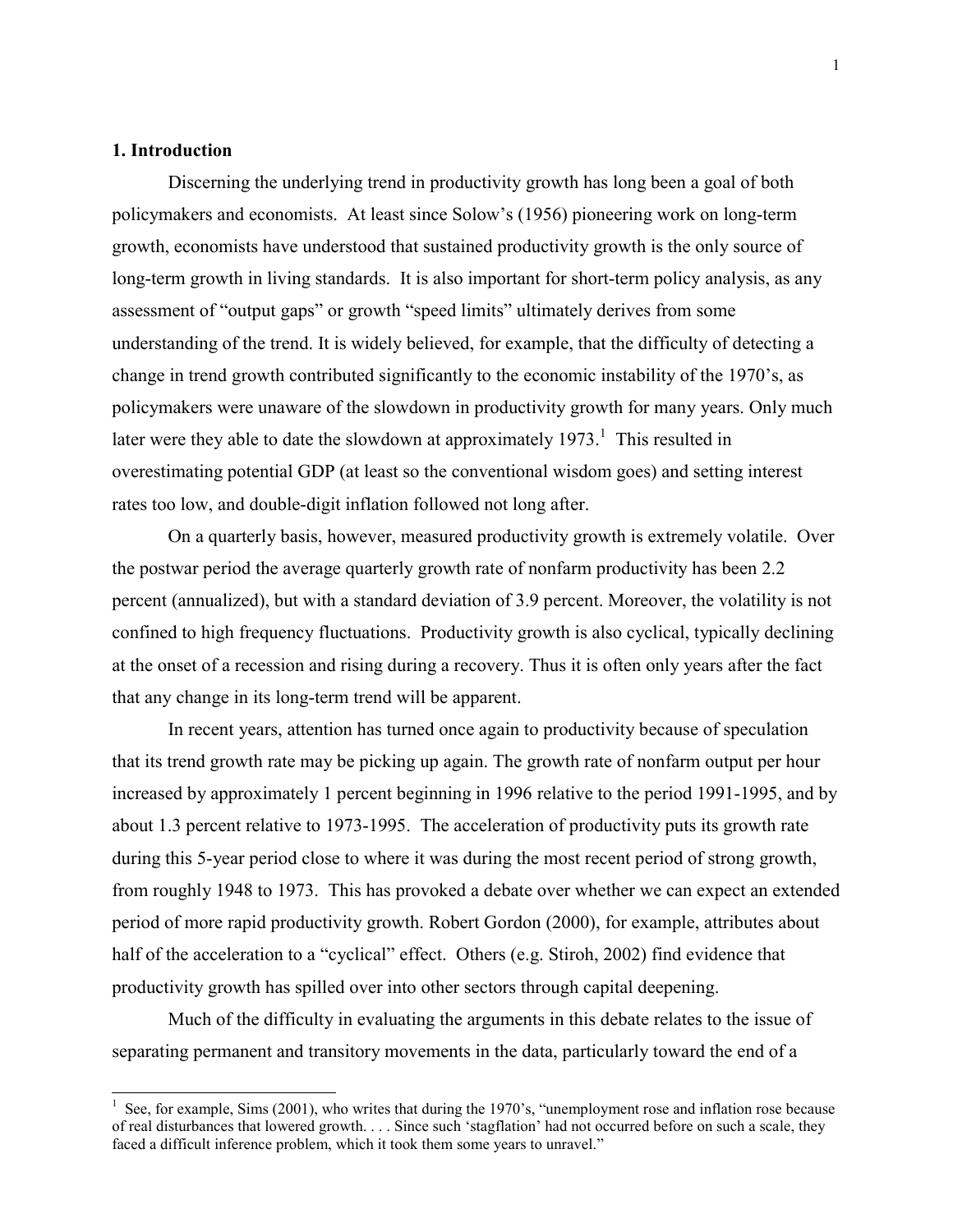## 1. Introduction

Discerning the underlying trend in productivity growth has long been a goal of both policymakers and economists. At least since Solow's (1956) pioneering work on long-term growth, economists have understood that sustained productivity growth is the only source of long-term growth in living standards. It is also important for short-term policy analysis, as any assessment of "output gaps" or growth "speed limits" ultimately derives from some understanding of the trend. It is widely believed, for example, that the difficulty of detecting a change in trend growth contributed significantly to the economic instability of the 1970's, as policymakers were unaware of the slowdown in productivity growth for many years. Only much later were they able to date the slowdown at approximately 1973.[1] This resulted in overestimating potential GDP (at least so the conventional wisdom goes) and setting interest rates too low, and double-digit inflation followed not long after.

On a quarterly basis, however, measured productivity growth is extremely volatile. Over the postwar period the average quarterly growth rate of nonfarm productivity has been 2.2 percent (annualized), but with a standard deviation of 3.9 percent. Moreover, the volatility is not confined to high frequency fluctuations. Productivity growth is also cyclical, typically declining at the onset of a recession and rising during a recovery. Thus it is often only years after the fact that any change in its long-term trend will be apparent.

In recent years, attention has turned once again to productivity because of speculation that its trend growth rate may be picking up again. The growth rate of nonfarm output per hour increased by approximately 1 percent beginning in 1996 relative to the period 1991-1995, and by about 1.3 percent relative to 1973-1995. The acceleration of productivity puts its growth rate during this 5-year period close to where it was during the most recent period of strong growth, from roughly 1948 to 1973. This has provoked a debate over whether we can expect an extended period of more rapid productivity growth. Robert Gordon (2000), for example, attributes about half of the acceleration to a "cyclical" effect. Others (e.g. Stiroh, 2002) find evidence that productivity growth has spilled over into other sectors through capital deepening.

Much of the difficulty in evaluating the arguments in this debate relates to the issue of separating permanent and transitory movements in the data, particularly toward the end of a

[1] See, for example, Sims (2001), who writes that during the 1970's, "unemployment rose and inflation rose because of real disturbances that lowered growth. . . . Since such 'stagflation' had not occurred before on such a scale, they faced a difficult inference problem, which it took them some years to unravel."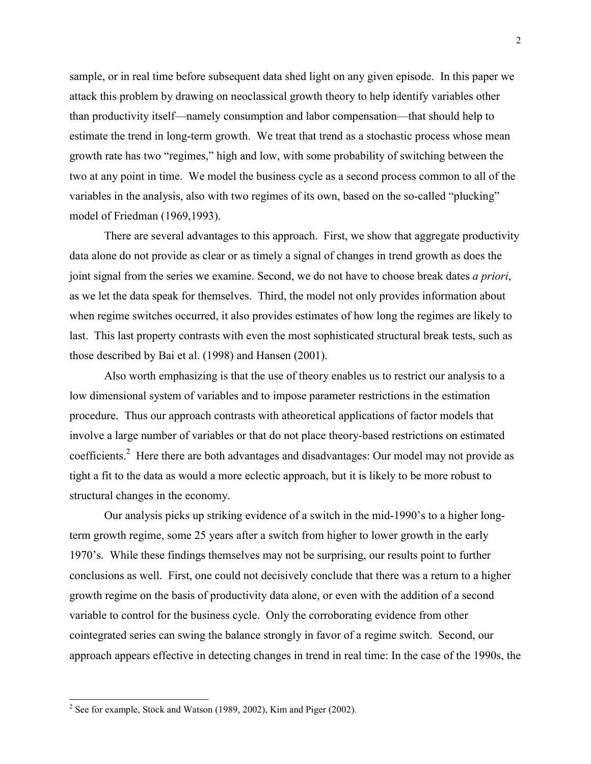sample, or in real time before subsequent data shed light on any given episode. In this paper we attack this problem by drawing on neoclassical growth theory to help identify variables other than productivity itself—namely consumption and labor compensation—that should help to estimate the trend in long-term growth. We treat that trend as a stochastic process whose mean growth rate has two "regimes," high and low, with some probability of switching between the two at any point in time. We model the business cycle as a second process common to all of the variables in the analysis, also with two regimes of its own, based on the so-called "plucking" model of Friedman (1969,1993).

There are several advantages to this approach. First, we show that aggregate productivity data alone do not provide as clear or as timely a signal of changes in trend growth as does the joint signal from the series we examine. Second, we do not have to choose break dates *a priori*, as we let the data speak for themselves. Third, the model not only provides information about when regime switches occurred, it also provides estimates of how long the regimes are likely to last. This last property contrasts with even the most sophisticated structural break tests, such as those described by Bai et al. (1998) and Hansen (2001).

Also worth emphasizing is that the use of theory enables us to restrict our analysis to a low dimensional system of variables and to impose parameter restrictions in the estimation procedure. Thus our approach contrasts with atheoretical applications of factor models that involve a large number of variables or that do not place theory-based restrictions on estimated coefficients.[2] Here there are both advantages and disadvantages: Our model may not provide as tight a fit to the data as would a more eclectic approach, but it is likely to be more robust to structural changes in the economy.

Our analysis picks up striking evidence of a switch in the mid-1990's to a higher long-term growth regime, some 25 years after a switch from higher to lower growth in the early 1970's. While these findings themselves may not be surprising, our results point to further conclusions as well. First, one could not decisively conclude that there was a return to a higher growth regime on the basis of productivity data alone, or even with the addition of a second variable to control for the business cycle. Only the corroborating evidence from other cointegrated series can swing the balance strongly in favor of a regime switch. Second, our approach appears effective in detecting changes in trend in real time: In the case of the 1990s, the

[2] See for example, Stock and Watson (1989, 2002), Kim and Piger (2002).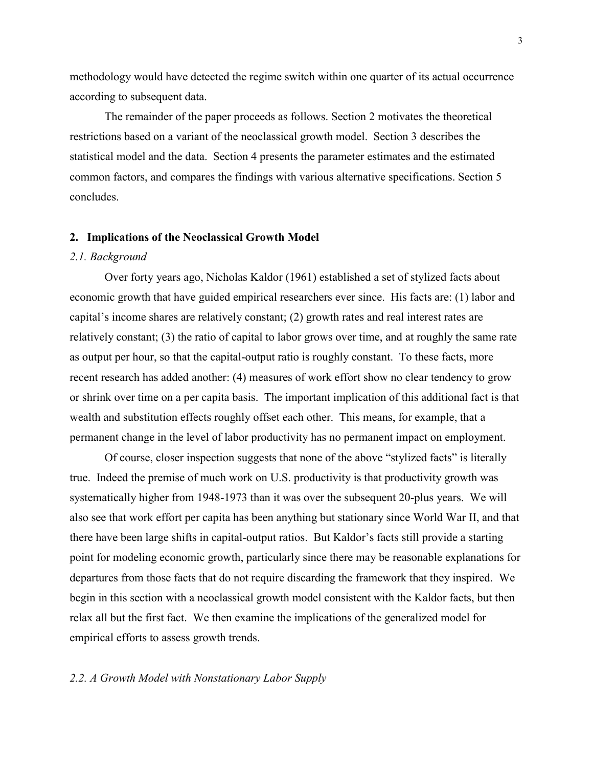methodology would have detected the regime switch within one quarter of its actual occurrence according to subsequent data.

The remainder of the paper proceeds as follows. Section 2 motivates the theoretical restrictions based on a variant of the neoclassical growth model. Section 3 describes the statistical model and the data. Section 4 presents the parameter estimates and the estimated common factors, and compares the findings with various alternative specifications. Section 5 concludes.

## 2. Implications of the Neoclassical Growth Model

### *2.1. Background*

Over forty years ago, Nicholas Kaldor (1961) established a set of stylized facts about economic growth that have guided empirical researchers ever since. His facts are: (1) labor and capital's income shares are relatively constant; (2) growth rates and real interest rates are relatively constant; (3) the ratio of capital to labor grows over time, and at roughly the same rate as output per hour, so that the capital-output ratio is roughly constant. To these facts, more recent research has added another: (4) measures of work effort show no clear tendency to grow or shrink over time on a per capita basis. The important implication of this additional fact is that wealth and substitution effects roughly offset each other. This means, for example, that a permanent change in the level of labor productivity has no permanent impact on employment.

Of course, closer inspection suggests that none of the above "stylized facts" is literally true. Indeed the premise of much work on U.S. productivity is that productivity growth was systematically higher from 1948-1973 than it was over the subsequent 20-plus years. We will also see that work effort per capita has been anything but stationary since World War II, and that there have been large shifts in capital-output ratios. But Kaldor's facts still provide a starting point for modeling economic growth, particularly since there may be reasonable explanations for departures from those facts that do not require discarding the framework that they inspired. We begin in this section with a neoclassical growth model consistent with the Kaldor facts, but then relax all but the first fact. We then examine the implications of the generalized model for empirical efforts to assess growth trends.

### *2.2. A Growth Model with Nonstationary Labor Supply*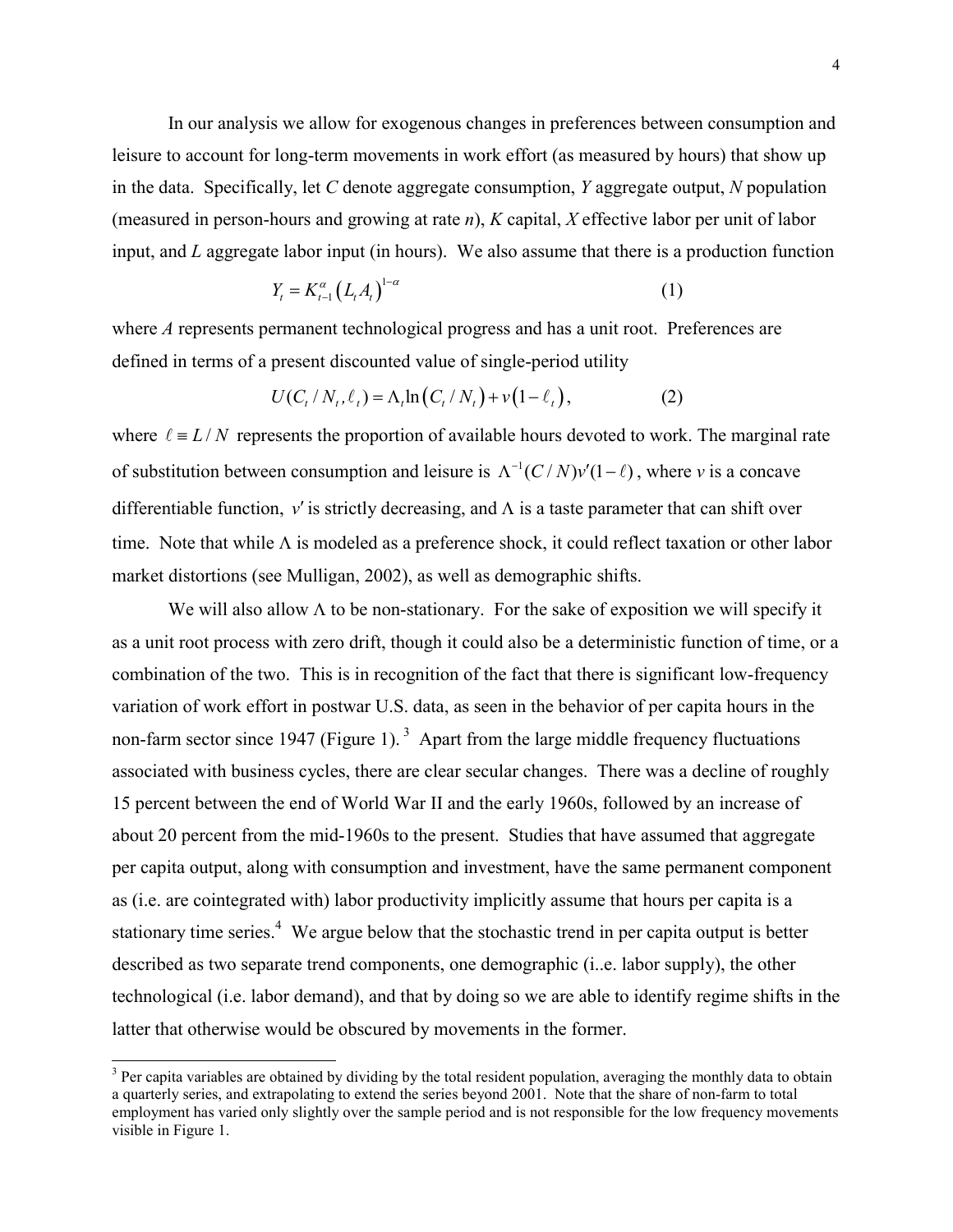In our analysis we allow for exogenous changes in preferences between consumption and leisure to account for long-term movements in work effort (as measured by hours) that show up in the data. Specifically, let $C$ denote aggregate consumption, $Y$ aggregate output, $N$ population (measured in person-hours and growing at rate $n$), $K$ capital, $X$ effective labor per unit of labor input, and $L$ aggregate labor input (in hours). We also assume that there is a production function

$$Y_t = K_{t-1}^{\alpha}\left(L_t A_t\right)^{1-\alpha} \tag{1}$$

where $A$ represents permanent technological progress and has a unit root. Preferences are defined in terms of a present discounted value of single-period utility

$$U(C_t / N_t, \ell_t) = \Lambda_t \ln\left(C_t / N_t\right) + v\left(1-\ell_t\right), \tag{2}$$

where $\ell \equiv L/N$ represents the proportion of available hours devoted to work. The marginal rate of substitution between consumption and leisure is $\Lambda^{-1}(C/N)v'(1-\ell)$, where $v$ is a concave differentiable function, $v'$ is strictly decreasing, and $\Lambda$ is a taste parameter that can shift over time. Note that while $\Lambda$ is modeled as a preference shock, it could reflect taxation or other labor market distortions (see Mulligan, 2002), as well as demographic shifts.

We will also allow $\Lambda$ to be non-stationary. For the sake of exposition we will specify it as a unit root process with zero drift, though it could also be a deterministic function of time, or a combination of the two. This is in recognition of the fact that there is significant low-frequency variation of work effort in postwar U.S. data, as seen in the behavior of per capita hours in the non-farm sector since 1947 (Figure 1).[3] Apart from the large middle frequency fluctuations associated with business cycles, there are clear secular changes. There was a decline of roughly 15 percent between the end of World War II and the early 1960s, followed by an increase of about 20 percent from the mid-1960s to the present. Studies that have assumed that aggregate per capita output, along with consumption and investment, have the same permanent component as (i.e. are cointegrated with) labor productivity implicitly assume that hours per capita is a stationary time series.[4] We argue below that the stochastic trend in per capita output is better described as two separate trend components, one demographic (i..e. labor supply), the other technological (i.e. labor demand), and that by doing so we are able to identify regime shifts in the latter that otherwise would be obscured by movements in the former.

[3] Per capita variables are obtained by dividing by the total resident population, averaging the monthly data to obtain a quarterly series, and extrapolating to extend the series beyond 2001. Note that the share of non-farm to total employment has varied only slightly over the sample period and is not responsible for the low frequency movements visible in Figure 1.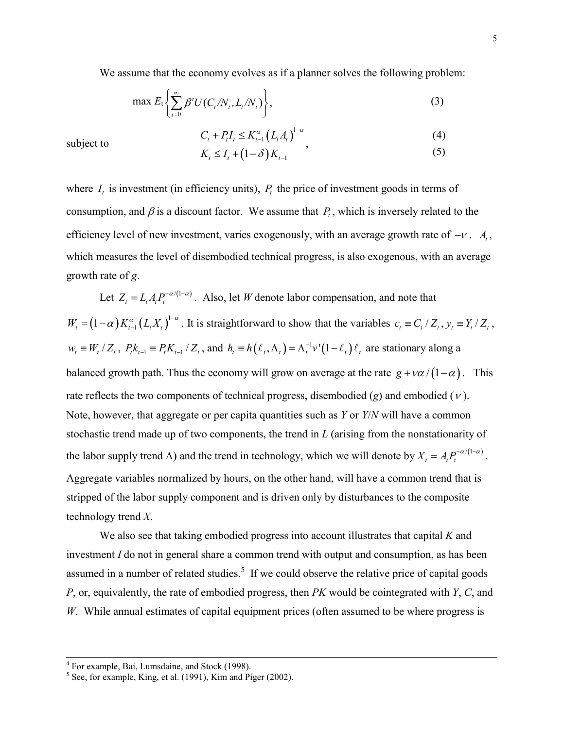We assume that the economy evolves as if a planner solves the following problem:

$$\max E_t\left\{\sum_{t=0}^{\infty}\beta^t U(C_t/N_t, L_t/N_t)\right\}, \tag{3}$$

subject to

$$C_t + P_t I_t \le K_{t-1}^{\alpha}\left(L_t A_t\right)^{1-\alpha} \tag{4}$$

$$K_t \le I_t + (1-\delta)K_{t-1} \tag{5}$$

where $I_t$ is investment (in efficiency units), $P_t$ the price of investment goods in terms of consumption, and $\beta$ is a discount factor. We assume that $P_t$, which is inversely related to the efficiency level of new investment, varies exogenously, with an average growth rate of $-\nu$. $A_t$, which measures the level of disembodied technical progress, is also exogenous, with an average growth rate of *g*.

Let $Z_t = L_t A_t P_t^{-\alpha/(1-\alpha)}$. Also, let *W* denote labor compensation, and note that $W_t = (1-\alpha)K_{t-1}^{\alpha}\left(L_t X_t\right)^{1-\alpha}$. It is straightforward to show that the variables $c_t \equiv C_t/Z_t$, $y_t \equiv Y_t/Z_t$, $w_t \equiv W_t/Z_t$, $P_t k_{t-1} \equiv P_t K_{t-1}/Z_t$, and $h_t \equiv h(\ell_t, \Lambda_t) = \Lambda_t^{-1} v'(1-\ell_t)\ell_t$ are stationary along a balanced growth path. Thus the economy will grow on average at the rate $g + \nu\alpha/(1-\alpha)$. This rate reflects the two components of technical progress, disembodied (*g*) and embodied ($\nu$). Note, however, that aggregate or per capita quantities such as *Y* or *Y*/*N* will have a common stochastic trend made up of two components, the trend in *L* (arising from the nonstationarity of the labor supply trend $\Lambda$) and the trend in technology, which we will denote by $X_t = A_t P_t^{-\alpha/(1-\alpha)}$. Aggregate variables normalized by hours, on the other hand, will have a common trend that is stripped of the labor supply component and is driven only by disturbances to the composite technology trend *X*.

We also see that taking embodied progress into account illustrates that capital *K* and investment *I* do not in general share a common trend with output and consumption, as has been assumed in a number of related studies.[5] If we could observe the relative price of capital goods *P*, or, equivalently, the rate of embodied progress, then *PK* would be cointegrated with *Y*, *C*, and *W*. While annual estimates of capital equipment prices (often assumed to be where progress is

---

[4] For example, Bai, Lumsdaine, and Stock (1998).

[5] See, for example, King, et al. (1991), Kim and Piger (2002).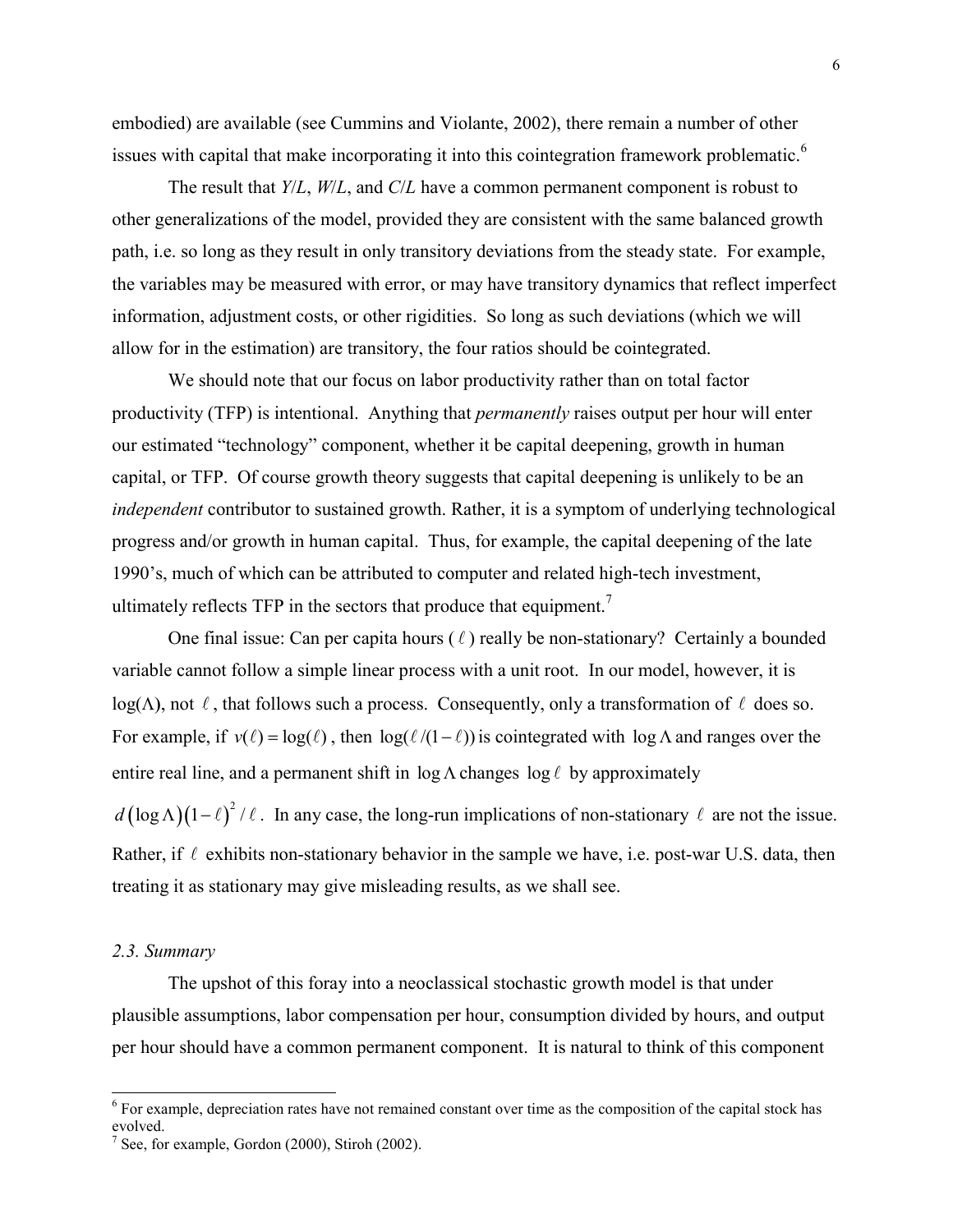embodied) are available (see Cummins and Violante, 2002), there remain a number of other issues with capital that make incorporating it into this cointegration framework problematic.[6]

The result that *Y*/*L*, *W*/*L*, and *C*/*L* have a common permanent component is robust to other generalizations of the model, provided they are consistent with the same balanced growth path, i.e. so long as they result in only transitory deviations from the steady state. For example, the variables may be measured with error, or may have transitory dynamics that reflect imperfect information, adjustment costs, or other rigidities. So long as such deviations (which we will allow for in the estimation) are transitory, the four ratios should be cointegrated.

We should note that our focus on labor productivity rather than on total factor productivity (TFP) is intentional. Anything that *permanently* raises output per hour will enter our estimated "technology" component, whether it be capital deepening, growth in human capital, or TFP. Of course growth theory suggests that capital deepening is unlikely to be an *independent* contributor to sustained growth. Rather, it is a symptom of underlying technological progress and/or growth in human capital. Thus, for example, the capital deepening of the late 1990's, much of which can be attributed to computer and related high-tech investment, ultimately reflects TFP in the sectors that produce that equipment.[7]

One final issue: Can per capita hours ($\ell$) really be non-stationary? Certainly a bounded variable cannot follow a simple linear process with a unit root. In our model, however, it is $\log(\Lambda)$, not $\ell$, that follows such a process. Consequently, only a transformation of $\ell$ does so. For example, if $v(\ell) = \log(\ell)$, then $\log(\ell/(1-\ell))$ is cointegrated with $\log\Lambda$ and ranges over the entire real line, and a permanent shift in $\log\Lambda$ changes $\log\ell$ by approximately $d(\log\Lambda)(1-\ell)^2/\ell$. In any case, the long-run implications of non-stationary $\ell$ are not the issue. Rather, if $\ell$ exhibits non-stationary behavior in the sample we have, i.e. post-war U.S. data, then treating it as stationary may give misleading results, as we shall see.

### *2.3. Summary*

The upshot of this foray into a neoclassical stochastic growth model is that under plausible assumptions, labor compensation per hour, consumption divided by hours, and output per hour should have a common permanent component. It is natural to think of this component

[6] For example, depreciation rates have not remained constant over time as the composition of the capital stock has evolved.

[7] See, for example, Gordon (2000), Stiroh (2002).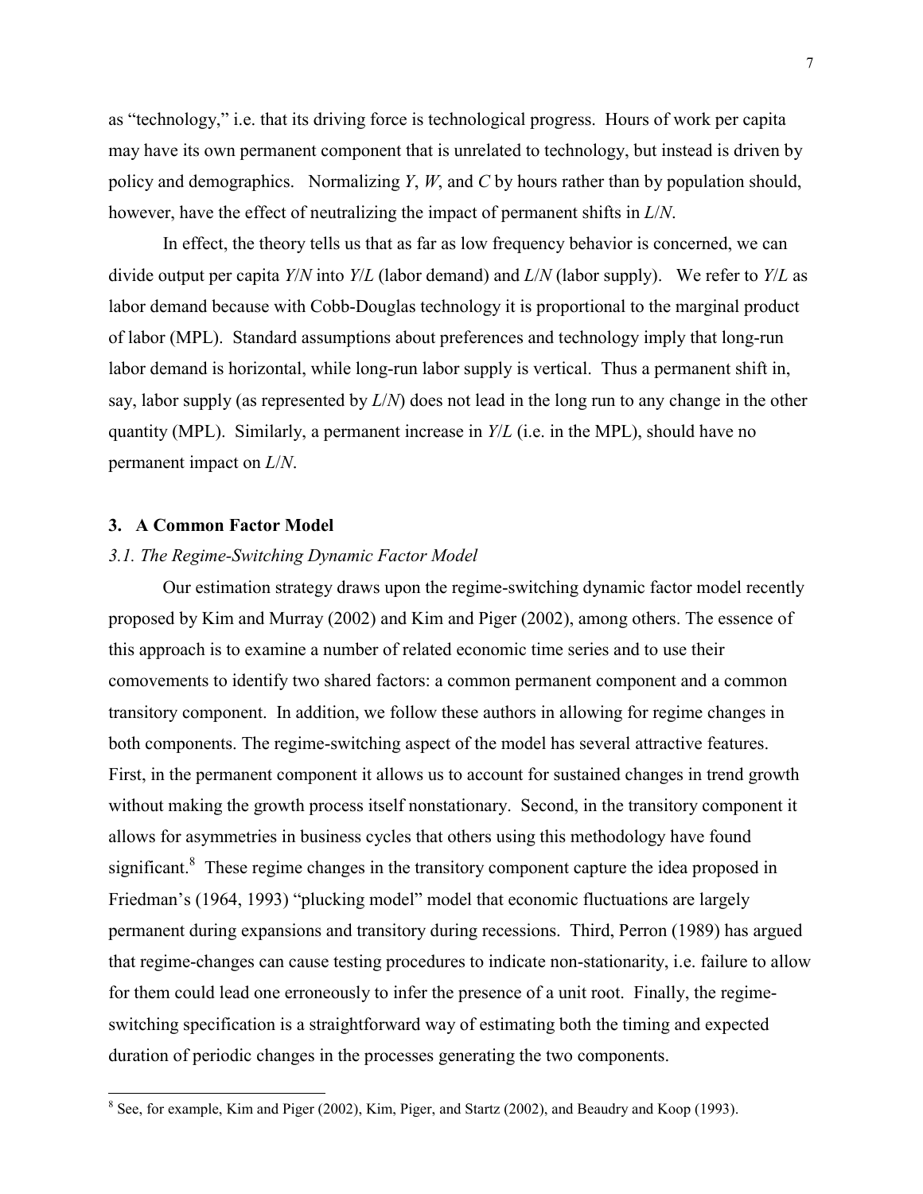as "technology," i.e. that its driving force is technological progress. Hours of work per capita may have its own permanent component that is unrelated to technology, but instead is driven by policy and demographics. Normalizing $Y$, $W$, and $C$ by hours rather than by population should, however, have the effect of neutralizing the impact of permanent shifts in $L/N$.

In effect, the theory tells us that as far as low frequency behavior is concerned, we can divide output per capita $Y/N$ into $Y/L$ (labor demand) and $L/N$ (labor supply). We refer to $Y/L$ as labor demand because with Cobb-Douglas technology it is proportional to the marginal product of labor (MPL). Standard assumptions about preferences and technology imply that long-run labor demand is horizontal, while long-run labor supply is vertical. Thus a permanent shift in, say, labor supply (as represented by $L/N$) does not lead in the long run to any change in the other quantity (MPL). Similarly, a permanent increase in $Y/L$ (i.e. in the MPL), should have no permanent impact on $L/N$.

## 3. A Common Factor Model

### *3.1. The Regime-Switching Dynamic Factor Model*

Our estimation strategy draws upon the regime-switching dynamic factor model recently proposed by Kim and Murray (2002) and Kim and Piger (2002), among others. The essence of this approach is to examine a number of related economic time series and to use their comovements to identify two shared factors: a common permanent component and a common transitory component. In addition, we follow these authors in allowing for regime changes in both components. The regime-switching aspect of the model has several attractive features. First, in the permanent component it allows us to account for sustained changes in trend growth without making the growth process itself nonstationary. Second, in the transitory component it allows for asymmetries in business cycles that others using this methodology have found significant.[8] These regime changes in the transitory component capture the idea proposed in Friedman's (1964, 1993) "plucking model" model that economic fluctuations are largely permanent during expansions and transitory during recessions. Third, Perron (1989) has argued that regime-changes can cause testing procedures to indicate non-stationarity, i.e. failure to allow for them could lead one erroneously to infer the presence of a unit root. Finally, the regime-switching specification is a straightforward way of estimating both the timing and expected duration of periodic changes in the processes generating the two components.

[8] See, for example, Kim and Piger (2002), Kim, Piger, and Startz (2002), and Beaudry and Koop (1993).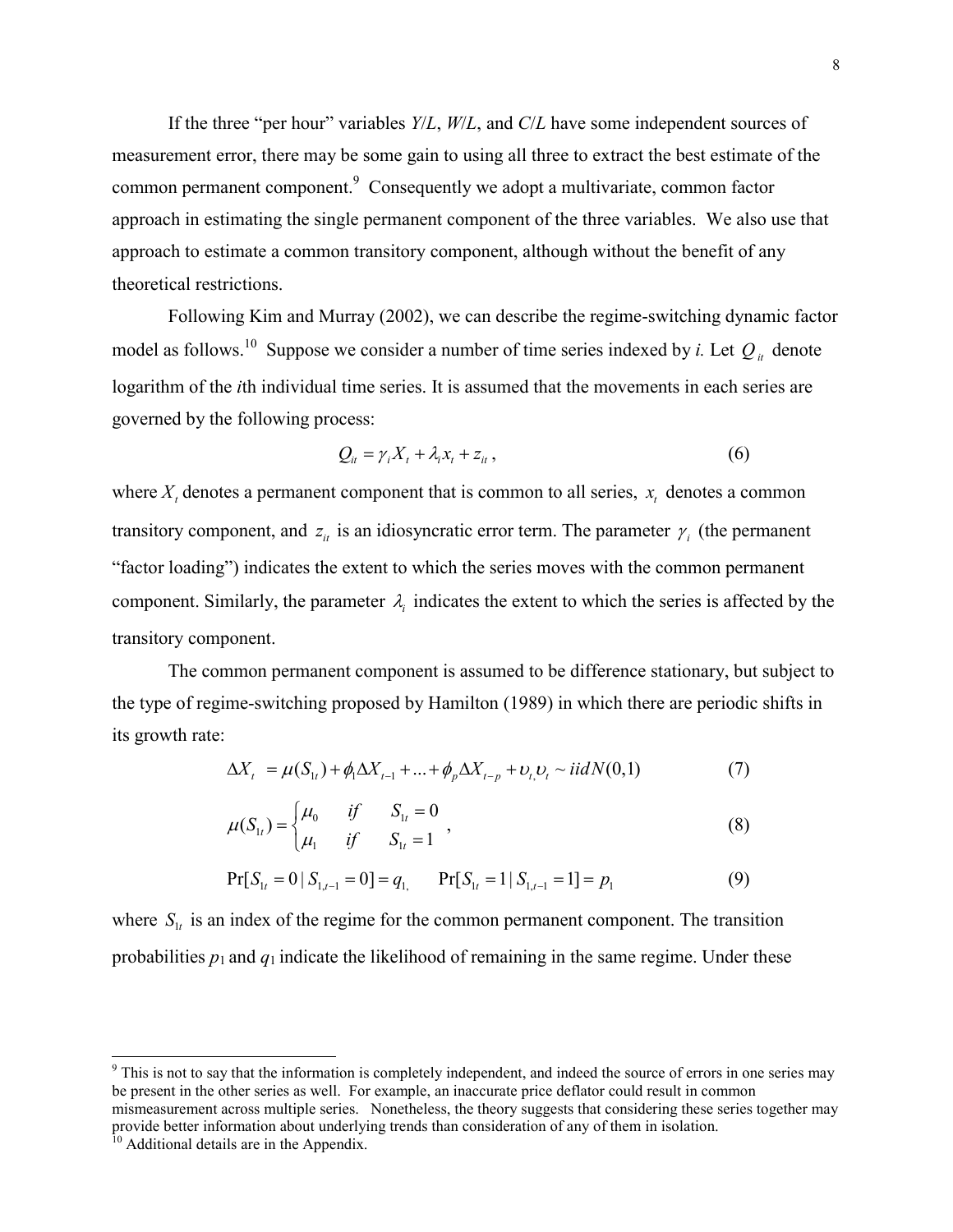If the three "per hour" variables $Y/L$, $W/L$, and $C/L$ have some independent sources of measurement error, there may be some gain to using all three to extract the best estimate of the common permanent component.[9] Consequently we adopt a multivariate, common factor approach in estimating the single permanent component of the three variables. We also use that approach to estimate a common transitory component, although without the benefit of any theoretical restrictions.

Following Kim and Murray (2002), we can describe the regime-switching dynamic factor model as follows.[10] Suppose we consider a number of time series indexed by *i.* Let $Q_{it}$ denote logarithm of the *i*th individual time series. It is assumed that the movements in each series are governed by the following process:

$$Q_{it} = \gamma_i X_t + \lambda_i x_t + z_{it}\,, \tag{6}$$

where $X_t$ denotes a permanent component that is common to all series, $x_t$ denotes a common transitory component, and $z_{it}$ is an idiosyncratic error term. The parameter $\gamma_i$ (the permanent "factor loading") indicates the extent to which the series moves with the common permanent component. Similarly, the parameter $\lambda_i$ indicates the extent to which the series is affected by the transitory component.

The common permanent component is assumed to be difference stationary, but subject to the type of regime-switching proposed by Hamilton (1989) in which there are periodic shifts in its growth rate:

$$\Delta X_t = \mu(S_{1t}) + \phi_1 \Delta X_{t-1} + ... + \phi_p \Delta X_{t-p} + \upsilon_t, \upsilon_t \sim iidN(0,1) \tag{7}$$

$$\mu(S_{1t}) = \begin{cases} \mu_0 & if \quad S_{1t} = 0 \\ \mu_1 & if \quad S_{1t} = 1 \end{cases}, \tag{8}$$

$$\Pr[S_{1t} = 0 \mid S_{1,t-1} = 0] = q_1, \qquad \Pr[S_{1t} = 1 \mid S_{1,t-1} = 1] = p_1 \tag{9}$$

where $S_{1t}$ is an index of the regime for the common permanent component. The transition probabilities $p_1$ and $q_1$ indicate the likelihood of remaining in the same regime. Under these

---

[9] This is not to say that the information is completely independent, and indeed the source of errors in one series may be present in the other series as well. For example, an inaccurate price deflator could result in common mismeasurement across multiple series. Nonetheless, the theory suggests that considering these series together may provide better information about underlying trends than consideration of any of them in isolation.

[10] Additional details are in the Appendix.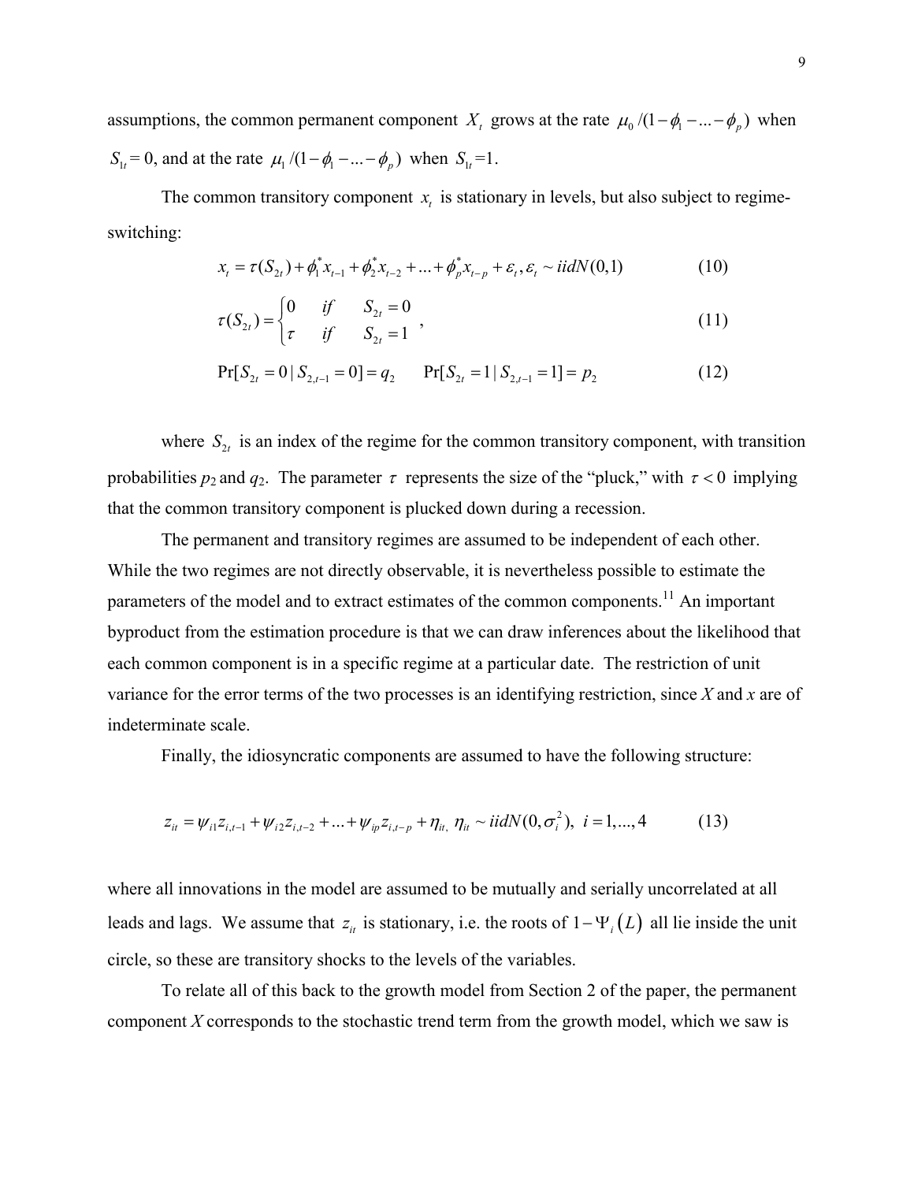assumptions, the common permanent component $X_t$ grows at the rate $\mu_0 /(1-\phi_1 - ... - \phi_p)$ when $S_{1t}$ = 0, and at the rate $\mu_1 /(1-\phi_1 - ... - \phi_p)$ when $S_{1t}$ =1.

The common transitory component $x_t$ is stationary in levels, but also subject to regime-switching:

$$x_t = \tau(S_{2t}) + \phi_1^* x_{t-1} + \phi_2^* x_{t-2} + ... + \phi_p^* x_{t-p} + \varepsilon_t, \varepsilon_t \sim iidN(0,1) \tag{10}$$

$$\tau(S_{2t}) = \begin{cases} 0 & if \quad S_{2t} = 0 \\ \tau & if \quad S_{2t} = 1 \end{cases}, \tag{11}$$

$$\Pr[S_{2t} = 0 \mid S_{2,t-1} = 0] = q_2 \qquad \Pr[S_{2t} = 1 \mid S_{2,t-1} = 1] = p_2 \tag{12}$$

where $S_{2t}$ is an index of the regime for the common transitory component, with transition probabilities $p_2$ and $q_2$. The parameter $\tau$ represents the size of the "pluck," with $\tau < 0$ implying that the common transitory component is plucked down during a recession.

The permanent and transitory regimes are assumed to be independent of each other. While the two regimes are not directly observable, it is nevertheless possible to estimate the parameters of the model and to extract estimates of the common components.[11] An important byproduct from the estimation procedure is that we can draw inferences about the likelihood that each common component is in a specific regime at a particular date. The restriction of unit variance for the error terms of the two processes is an identifying restriction, since $X$ and $x$ are of indeterminate scale.

Finally, the idiosyncratic components are assumed to have the following structure:

$$z_{it} = \psi_{i1} z_{i,t-1} + \psi_{i2} z_{i,t-2} + ... + \psi_{ip} z_{i,t-p} + \eta_{it}, \ \eta_{it} \sim iidN(0, \sigma_i^2), \ i = 1,...,4 \tag{13}$$

where all innovations in the model are assumed to be mutually and serially uncorrelated at all leads and lags. We assume that $z_{it}$ is stationary, i.e. the roots of $1 - \Psi_i(L)$ all lie inside the unit circle, so these are transitory shocks to the levels of the variables.

To relate all of this back to the growth model from Section 2 of the paper, the permanent component $X$ corresponds to the stochastic trend term from the growth model, which we saw is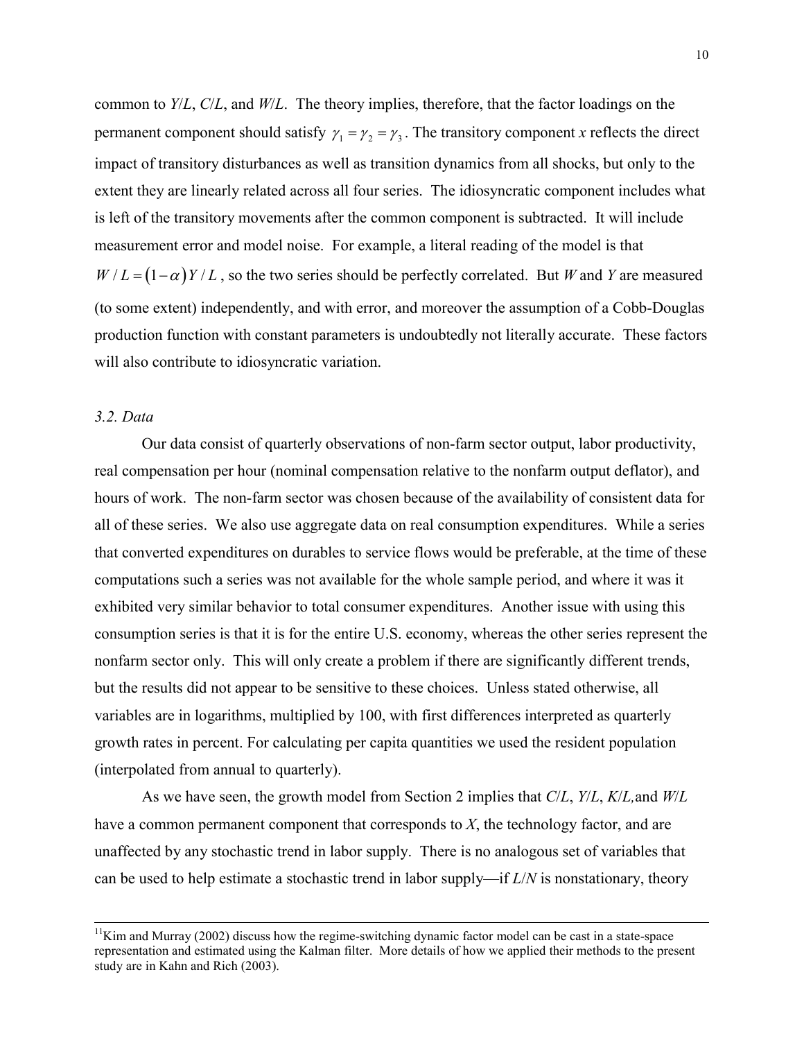common to $Y/L$, $C/L$, and $W/L$. The theory implies, therefore, that the factor loadings on the permanent component should satisfy $\gamma_1 = \gamma_2 = \gamma_3$. The transitory component $x$ reflects the direct impact of transitory disturbances as well as transition dynamics from all shocks, but only to the extent they are linearly related across all four series. The idiosyncratic component includes what is left of the transitory movements after the common component is subtracted. It will include measurement error and model noise. For example, a literal reading of the model is that $W/L = (1-\alpha)Y/L$, so the two series should be perfectly correlated. But $W$ and $Y$ are measured (to some extent) independently, and with error, and moreover the assumption of a Cobb-Douglas production function with constant parameters is undoubtedly not literally accurate. These factors will also contribute to idiosyncratic variation.

### *3.2. Data*

Our data consist of quarterly observations of non-farm sector output, labor productivity, real compensation per hour (nominal compensation relative to the nonfarm output deflator), and hours of work. The non-farm sector was chosen because of the availability of consistent data for all of these series. We also use aggregate data on real consumption expenditures. While a series that converted expenditures on durables to service flows would be preferable, at the time of these computations such a series was not available for the whole sample period, and where it was it exhibited very similar behavior to total consumer expenditures. Another issue with using this consumption series is that it is for the entire U.S. economy, whereas the other series represent the nonfarm sector only. This will only create a problem if there are significantly different trends, but the results did not appear to be sensitive to these choices. Unless stated otherwise, all variables are in logarithms, multiplied by 100, with first differences interpreted as quarterly growth rates in percent. For calculating per capita quantities we used the resident population (interpolated from annual to quarterly).

As we have seen, the growth model from Section 2 implies that $C/L$, $Y/L$, $K/L$, and $W/L$ have a common permanent component that corresponds to $X$, the technology factor, and are unaffected by any stochastic trend in labor supply. There is no analogous set of variables that can be used to help estimate a stochastic trend in labor supply—if $L/N$ is nonstationary, theory

---

[11] Kim and Murray (2002) discuss how the regime-switching dynamic factor model can be cast in a state-space representation and estimated using the Kalman filter. More details of how we applied their methods to the present study are in Kahn and Rich (2003).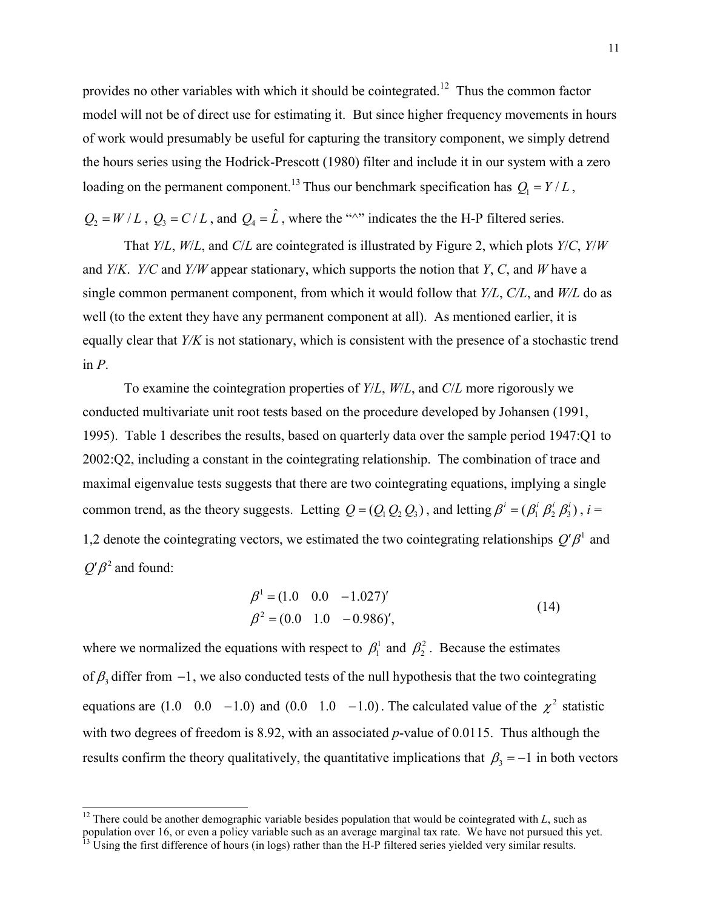provides no other variables with which it should be cointegrated.[12] Thus the common factor model will not be of direct use for estimating it. But since higher frequency movements in hours of work would presumably be useful for capturing the transitory component, we simply detrend the hours series using the Hodrick-Prescott (1980) filter and include it in our system with a zero loading on the permanent component.[13] Thus our benchmark specification has $Q_1 = Y/L$, $Q_2 = W/L$, $Q_3 = C/L$, and $Q_4 = \hat{L}$, where the "^" indicates the the H-P filtered series.

That *Y*/*L*, *W*/*L*, and *C*/*L* are cointegrated is illustrated by Figure 2, which plots *Y*/*C*, *Y*/*W* and *Y*/*K*. *Y/C* and *Y/W* appear stationary, which supports the notion that *Y*, *C*, and *W* have a single common permanent component, from which it would follow that *Y/L*, *C/L*, and *W/L* do as well (to the extent they have any permanent component at all). As mentioned earlier, it is equally clear that *Y/K* is not stationary, which is consistent with the presence of a stochastic trend in *P*.

To examine the cointegration properties of *Y*/*L*, *W*/*L*, and *C*/*L* more rigorously we conducted multivariate unit root tests based on the procedure developed by Johansen (1991, 1995). Table 1 describes the results, based on quarterly data over the sample period 1947:Q1 to 2002:Q2, including a constant in the cointegrating relationship. The combination of trace and maximal eigenvalue tests suggests that there are two cointegrating equations, implying a single common trend, as the theory suggests. Letting $Q = (Q_1\, Q_2\, Q_3)$, and letting $\beta^i = (\beta_1^i\, \beta_2^i\, \beta_3^i)$, *i* = 1,2 denote the cointegrating vectors, we estimated the two cointegrating relationships $Q'\beta^1$ and $Q'\beta^2$ and found:

$$
\begin{aligned}
\beta^1 &= (1.0 \quad 0.0 \quad -1.027)' \\
\beta^2 &= (0.0 \quad 1.0 \quad -0.986)',
\end{aligned} \tag{14}
$$

where we normalized the equations with respect to $\beta_1^1$ and $\beta_2^2$. Because the estimates of $\beta_3$ differ from $-1$, we also conducted tests of the null hypothesis that the two cointegrating equations are $(1.0 \quad 0.0 \quad -1.0)$ and $(0.0 \quad 1.0 \quad -1.0)$. The calculated value of the $\chi^2$ statistic with two degrees of freedom is 8.92, with an associated *p*-value of 0.0115. Thus although the results confirm the theory qualitatively, the quantitative implications that $\beta_3 = -1$ in both vectors

[12] There could be another demographic variable besides population that would be cointegrated with *L*, such as population over 16, or even a policy variable such as an average marginal tax rate. We have not pursued this yet.
[13] Using the first difference of hours (in logs) rather than the H-P filtered series yielded very similar results.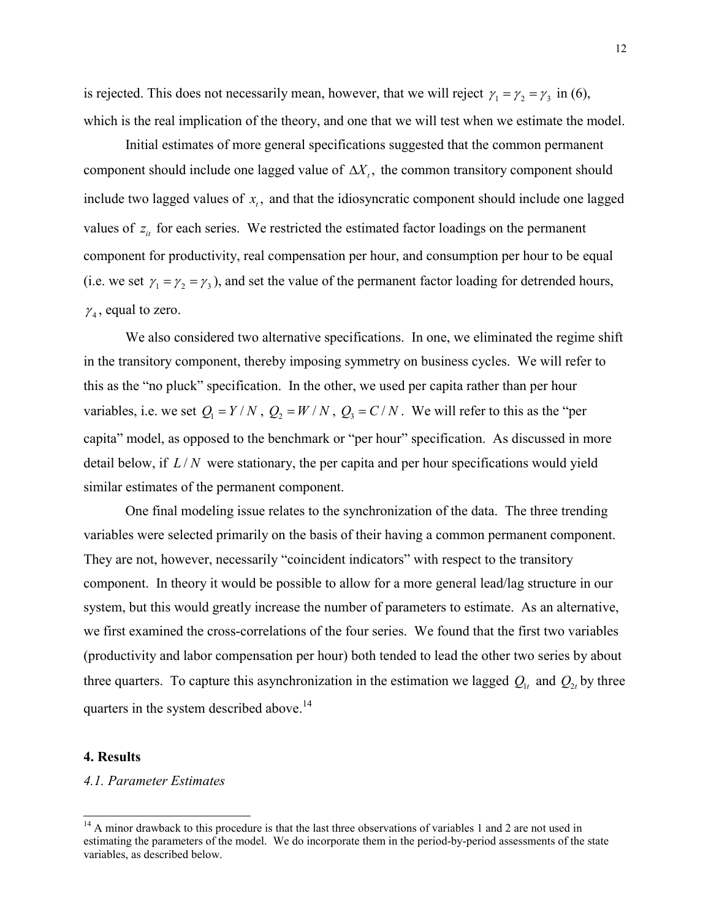is rejected. This does not necessarily mean, however, that we will reject $\gamma_1 = \gamma_2 = \gamma_3$ in (6), which is the real implication of the theory, and one that we will test when we estimate the model.

Initial estimates of more general specifications suggested that the common permanent component should include one lagged value of $\Delta X_t$, the common transitory component should include two lagged values of $x_t$, and that the idiosyncratic component should include one lagged values of $z_{it}$ for each series. We restricted the estimated factor loadings on the permanent component for productivity, real compensation per hour, and consumption per hour to be equal (i.e. we set $\gamma_1 = \gamma_2 = \gamma_3$), and set the value of the permanent factor loading for detrended hours, $\gamma_4$, equal to zero.

We also considered two alternative specifications. In one, we eliminated the regime shift in the transitory component, thereby imposing symmetry on business cycles. We will refer to this as the "no pluck" specification. In the other, we used per capita rather than per hour variables, i.e. we set $Q_1 = Y/N$, $Q_2 = W/N$, $Q_3 = C/N$. We will refer to this as the "per capita" model, as opposed to the benchmark or "per hour" specification. As discussed in more detail below, if $L/N$ were stationary, the per capita and per hour specifications would yield similar estimates of the permanent component.

One final modeling issue relates to the synchronization of the data. The three trending variables were selected primarily on the basis of their having a common permanent component. They are not, however, necessarily "coincident indicators" with respect to the transitory component. In theory it would be possible to allow for a more general lead/lag structure in our system, but this would greatly increase the number of parameters to estimate. As an alternative, we first examined the cross-correlations of the four series. We found that the first two variables (productivity and labor compensation per hour) both tended to lead the other two series by about three quarters. To capture this asynchronization in the estimation we lagged $Q_{1t}$ and $Q_{2t}$ by three quarters in the system described above.[14]

## 4. Results

### *4.1. Parameter Estimates*

[14] A minor drawback to this procedure is that the last three observations of variables 1 and 2 are not used in estimating the parameters of the model. We do incorporate them in the period-by-period assessments of the state variables, as described below.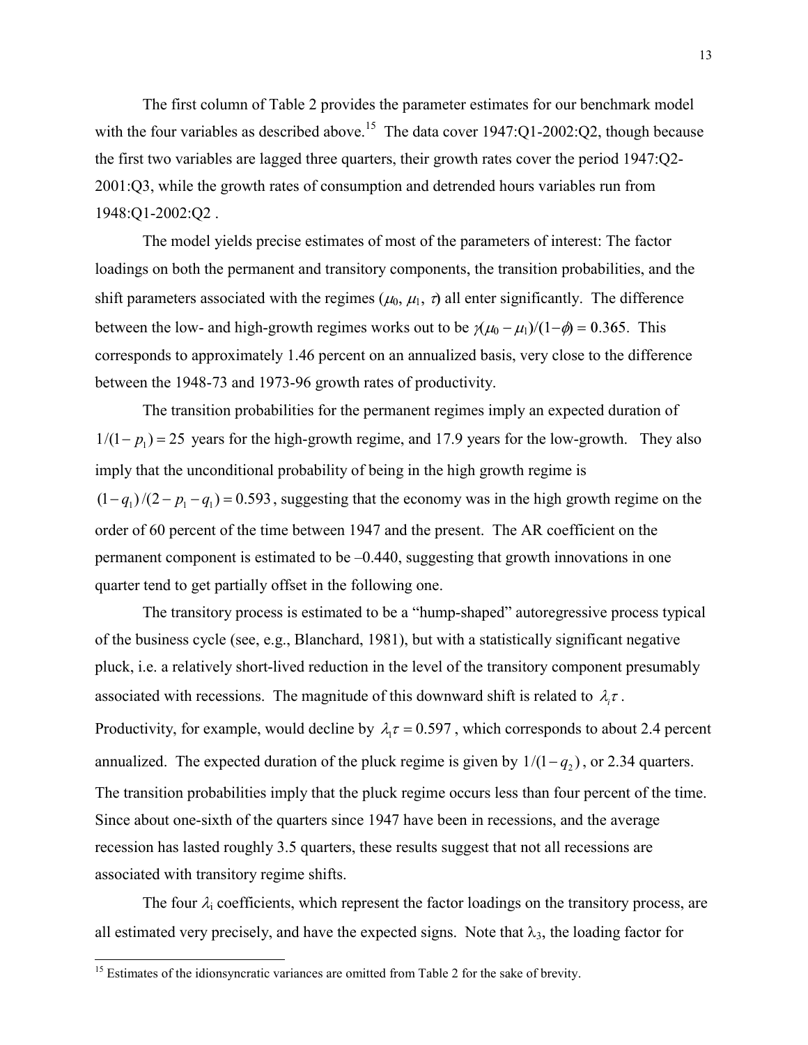The first column of Table 2 provides the parameter estimates for our benchmark model with the four variables as described above.[15] The data cover 1947:Q1-2002:Q2, though because the first two variables are lagged three quarters, their growth rates cover the period 1947:Q2-2001:Q3, while the growth rates of consumption and detrended hours variables run from 1948:Q1-2002:Q2 .

The model yields precise estimates of most of the parameters of interest: The factor loadings on both the permanent and transitory components, the transition probabilities, and the shift parameters associated with the regimes ($\mu_0$, $\mu_1$, $\tau$) all enter significantly. The difference between the low- and high-growth regimes works out to be $\gamma(\mu_0 - \mu_1)/(1-\phi) = 0.365$. This corresponds to approximately 1.46 percent on an annualized basis, very close to the difference between the 1948-73 and 1973-96 growth rates of productivity.

The transition probabilities for the permanent regimes imply an expected duration of $1/(1-p_1) = 25$ years for the high-growth regime, and 17.9 years for the low-growth. They also imply that the unconditional probability of being in the high growth regime is $(1-q_1)/(2-p_1-q_1) = 0.593$, suggesting that the economy was in the high growth regime on the order of 60 percent of the time between 1947 and the present. The AR coefficient on the permanent component is estimated to be –0.440, suggesting that growth innovations in one quarter tend to get partially offset in the following one.

The transitory process is estimated to be a "hump-shaped" autoregressive process typical of the business cycle (see, e.g., Blanchard, 1981), but with a statistically significant negative pluck, i.e. a relatively short-lived reduction in the level of the transitory component presumably associated with recessions. The magnitude of this downward shift is related to $\lambda_i\tau$. Productivity, for example, would decline by $\lambda_1\tau = 0.597$, which corresponds to about 2.4 percent annualized. The expected duration of the pluck regime is given by $1/(1-q_2)$, or 2.34 quarters. The transition probabilities imply that the pluck regime occurs less than four percent of the time. Since about one-sixth of the quarters since 1947 have been in recessions, and the average recession has lasted roughly 3.5 quarters, these results suggest that not all recessions are associated with transitory regime shifts.

The four $\lambda_i$ coefficients, which represent the factor loadings on the transitory process, are all estimated very precisely, and have the expected signs. Note that $\lambda_3$, the loading factor for

[15] Estimates of the idionsyncratic variances are omitted from Table 2 for the sake of brevity.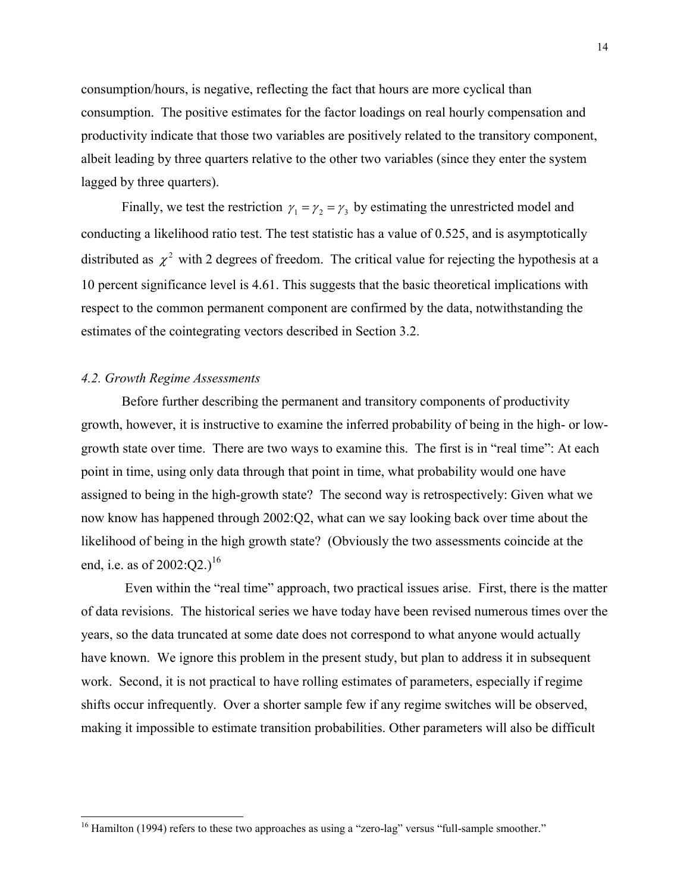consumption/hours, is negative, reflecting the fact that hours are more cyclical than consumption. The positive estimates for the factor loadings on real hourly compensation and productivity indicate that those two variables are positively related to the transitory component, albeit leading by three quarters relative to the other two variables (since they enter the system lagged by three quarters).

Finally, we test the restriction $\gamma_1 = \gamma_2 = \gamma_3$ by estimating the unrestricted model and conducting a likelihood ratio test. The test statistic has a value of 0.525, and is asymptotically distributed as $\chi^2$ with 2 degrees of freedom. The critical value for rejecting the hypothesis at a 10 percent significance level is 4.61. This suggests that the basic theoretical implications with respect to the common permanent component are confirmed by the data, notwithstanding the estimates of the cointegrating vectors described in Section 3.2.

### *4.2. Growth Regime Assessments*

Before further describing the permanent and transitory components of productivity growth, however, it is instructive to examine the inferred probability of being in the high- or low-growth state over time. There are two ways to examine this. The first is in "real time": At each point in time, using only data through that point in time, what probability would one have assigned to being in the high-growth state? The second way is retrospectively: Given what we now know has happened through 2002:Q2, what can we say looking back over time about the likelihood of being in the high growth state? (Obviously the two assessments coincide at the end, i.e. as of 2002:Q2.)[16]

Even within the "real time" approach, two practical issues arise. First, there is the matter of data revisions. The historical series we have today have been revised numerous times over the years, so the data truncated at some date does not correspond to what anyone would actually have known. We ignore this problem in the present study, but plan to address it in subsequent work. Second, it is not practical to have rolling estimates of parameters, especially if regime shifts occur infrequently. Over a shorter sample few if any regime switches will be observed, making it impossible to estimate transition probabilities. Other parameters will also be difficult

---

[16] Hamilton (1994) refers to these two approaches as using a "zero-lag" versus "full-sample smoother."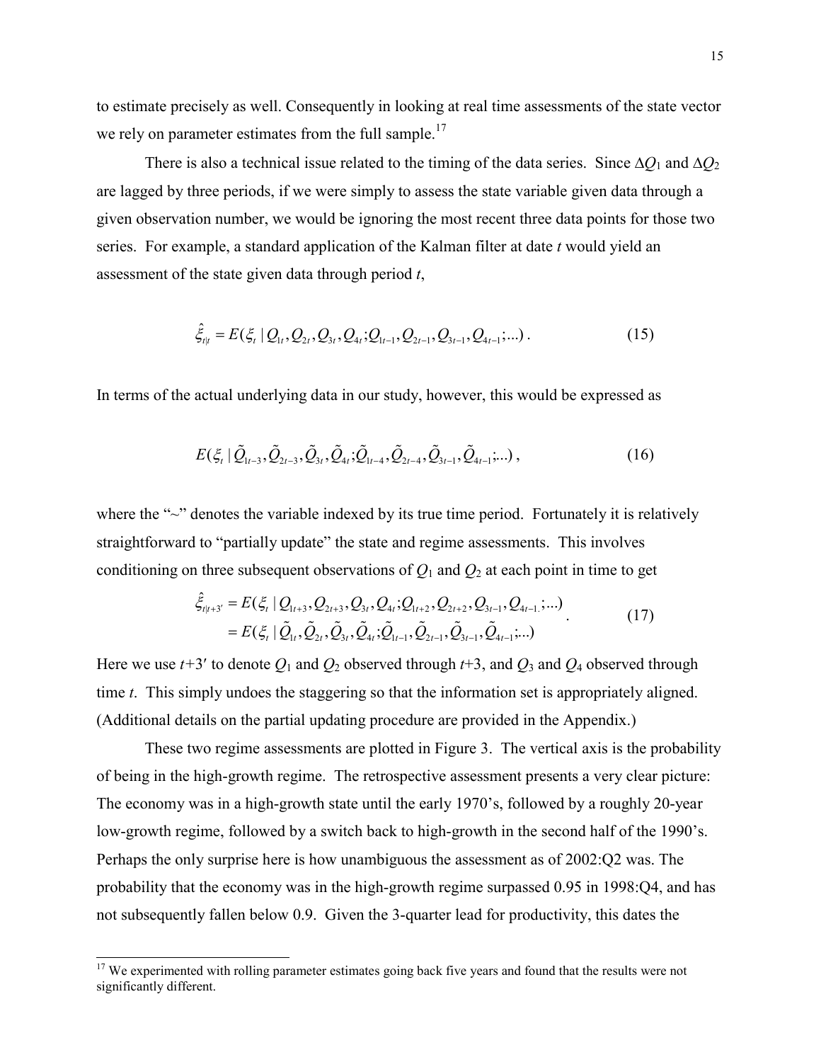to estimate precisely as well. Consequently in looking at real time assessments of the state vector we rely on parameter estimates from the full sample.[17]

There is also a technical issue related to the timing of the data series. Since $\Delta Q_1$ and $\Delta Q_2$ are lagged by three periods, if we were simply to assess the state variable given data through a given observation number, we would be ignoring the most recent three data points for those two series. For example, a standard application of the Kalman filter at date *t* would yield an assessment of the state given data through period *t*,

$$\hat{\xi}_{t|t} = E(\xi_t \mid Q_{1t}, Q_{2t}, Q_{3t}, Q_{4t}; Q_{1t-1}, Q_{2t-1}, Q_{3t-1}, Q_{4t-1}; ...) \,. \tag{15}$$

In terms of the actual underlying data in our study, however, this would be expressed as

$$E(\xi_t \mid \tilde{Q}_{1t-3}, \tilde{Q}_{2t-3}, \tilde{Q}_{3t}, \tilde{Q}_{4t}; \tilde{Q}_{1t-4}, \tilde{Q}_{2t-4}, \tilde{Q}_{3t-1}, \tilde{Q}_{4t-1}; ...) \,, \tag{16}$$

where the "~" denotes the variable indexed by its true time period. Fortunately it is relatively straightforward to "partially update" the state and regime assessments. This involves conditioning on three subsequent observations of $Q_1$ and $Q_2$ at each point in time to get

$$\begin{aligned} \hat{\xi}_{t|t+3'} &= E(\xi_t \mid Q_{1t+3}, Q_{2t+3}, Q_{3t}, Q_{4t}; Q_{1t+2}, Q_{2t+2}, Q_{3t-1}, Q_{4t-1}; ...) \\ &= E(\xi_t \mid \tilde{Q}_{1t}, \tilde{Q}_{2t}, \tilde{Q}_{3t}, \tilde{Q}_{4t}; \tilde{Q}_{1t-1}, \tilde{Q}_{2t-1}, \tilde{Q}_{3t-1}, \tilde{Q}_{4t-1}; ...) \end{aligned} \,. \tag{17}$$

Here we use $t+3'$ to denote $Q_1$ and $Q_2$ observed through $t+3$, and $Q_3$ and $Q_4$ observed through time *t*. This simply undoes the staggering so that the information set is appropriately aligned. (Additional details on the partial updating procedure are provided in the Appendix.)

These two regime assessments are plotted in Figure 3. The vertical axis is the probability of being in the high-growth regime. The retrospective assessment presents a very clear picture: The economy was in a high-growth state until the early 1970's, followed by a roughly 20-year low-growth regime, followed by a switch back to high-growth in the second half of the 1990's. Perhaps the only surprise here is how unambiguous the assessment as of 2002:Q2 was. The probability that the economy was in the high-growth regime surpassed 0.95 in 1998:Q4, and has not subsequently fallen below 0.9. Given the 3-quarter lead for productivity, this dates the

---

[17] We experimented with rolling parameter estimates going back five years and found that the results were not significantly different.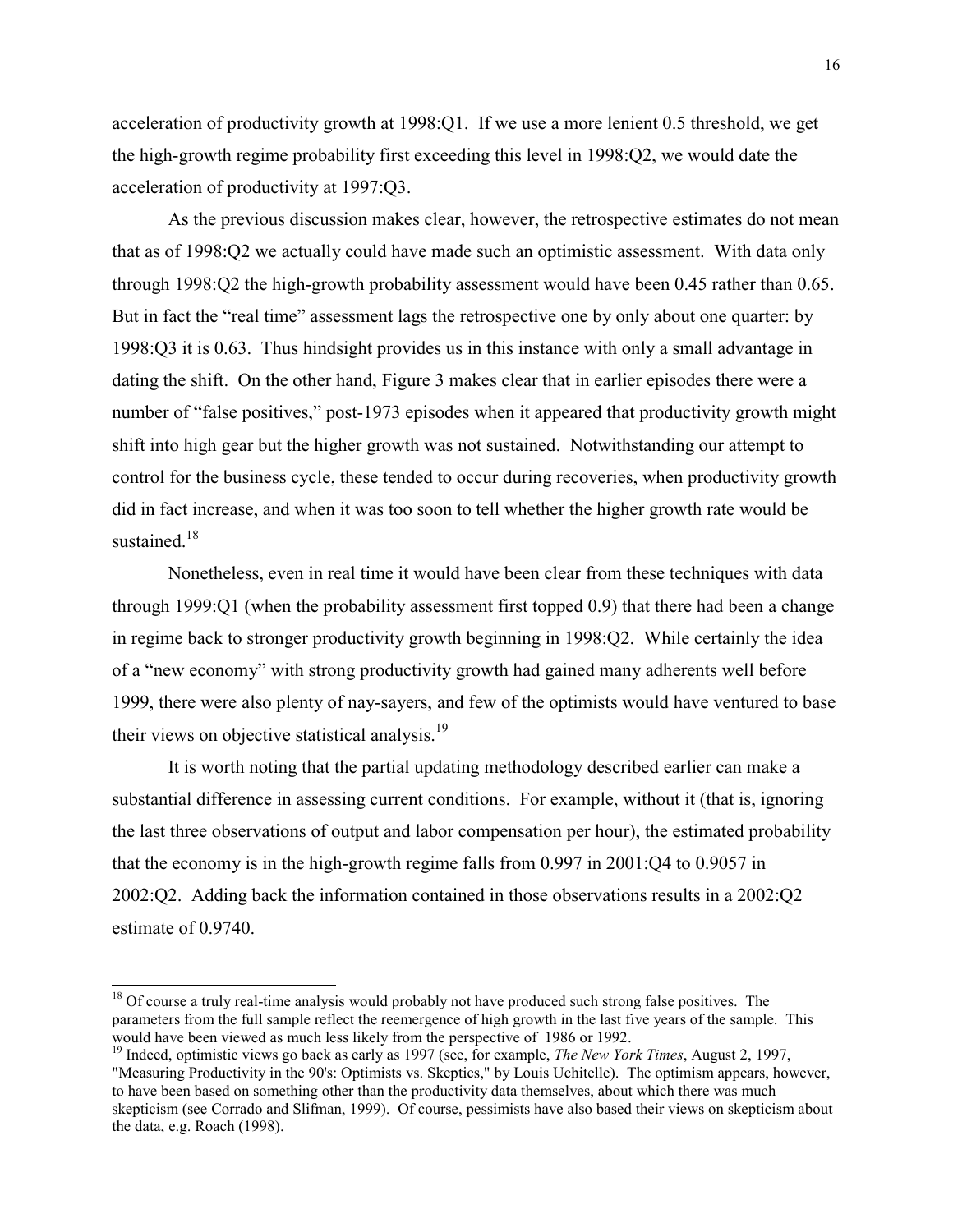acceleration of productivity growth at 1998:Q1. If we use a more lenient 0.5 threshold, we get the high-growth regime probability first exceeding this level in 1998:Q2, we would date the acceleration of productivity at 1997:Q3.

As the previous discussion makes clear, however, the retrospective estimates do not mean that as of 1998:Q2 we actually could have made such an optimistic assessment. With data only through 1998:Q2 the high-growth probability assessment would have been 0.45 rather than 0.65. But in fact the "real time" assessment lags the retrospective one by only about one quarter: by 1998:Q3 it is 0.63. Thus hindsight provides us in this instance with only a small advantage in dating the shift. On the other hand, Figure 3 makes clear that in earlier episodes there were a number of "false positives," post-1973 episodes when it appeared that productivity growth might shift into high gear but the higher growth was not sustained. Notwithstanding our attempt to control for the business cycle, these tended to occur during recoveries, when productivity growth did in fact increase, and when it was too soon to tell whether the higher growth rate would be sustained.[18]

Nonetheless, even in real time it would have been clear from these techniques with data through 1999:Q1 (when the probability assessment first topped 0.9) that there had been a change in regime back to stronger productivity growth beginning in 1998:Q2. While certainly the idea of a "new economy" with strong productivity growth had gained many adherents well before 1999, there were also plenty of nay-sayers, and few of the optimists would have ventured to base their views on objective statistical analysis.[19]

It is worth noting that the partial updating methodology described earlier can make a substantial difference in assessing current conditions. For example, without it (that is, ignoring the last three observations of output and labor compensation per hour), the estimated probability that the economy is in the high-growth regime falls from 0.997 in 2001:Q4 to 0.9057 in 2002:Q2. Adding back the information contained in those observations results in a 2002:Q2 estimate of 0.9740.

---

[18] Of course a truly real-time analysis would probably not have produced such strong false positives. The parameters from the full sample reflect the reemergence of high growth in the last five years of the sample. This would have been viewed as much less likely from the perspective of 1986 or 1992.

[19] Indeed, optimistic views go back as early as 1997 (see, for example, *The New York Times*, August 2, 1997, "Measuring Productivity in the 90's: Optimists vs. Skeptics," by Louis Uchitelle). The optimism appears, however, to have been based on something other than the productivity data themselves, about which there was much skepticism (see Corrado and Slifman, 1999). Of course, pessimists have also based their views on skepticism about the data, e.g. Roach (1998).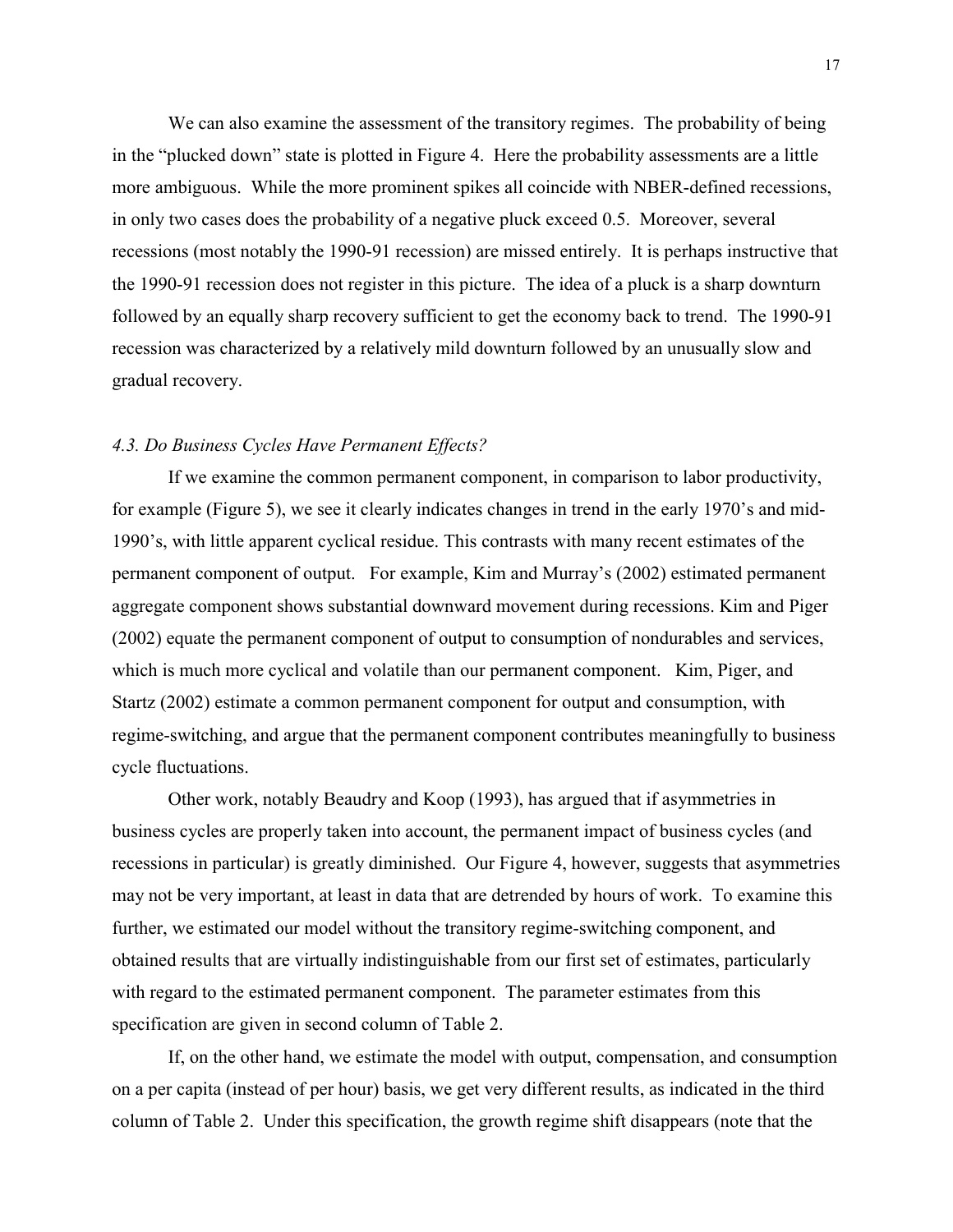We can also examine the assessment of the transitory regimes. The probability of being in the "plucked down" state is plotted in Figure 4. Here the probability assessments are a little more ambiguous. While the more prominent spikes all coincide with NBER-defined recessions, in only two cases does the probability of a negative pluck exceed 0.5. Moreover, several recessions (most notably the 1990-91 recession) are missed entirely. It is perhaps instructive that the 1990-91 recession does not register in this picture. The idea of a pluck is a sharp downturn followed by an equally sharp recovery sufficient to get the economy back to trend. The 1990-91 recession was characterized by a relatively mild downturn followed by an unusually slow and gradual recovery.

### *4.3. Do Business Cycles Have Permanent Effects?*

If we examine the common permanent component, in comparison to labor productivity, for example (Figure 5), we see it clearly indicates changes in trend in the early 1970's and mid-1990's, with little apparent cyclical residue. This contrasts with many recent estimates of the permanent component of output. For example, Kim and Murray's (2002) estimated permanent aggregate component shows substantial downward movement during recessions. Kim and Piger (2002) equate the permanent component of output to consumption of nondurables and services, which is much more cyclical and volatile than our permanent component. Kim, Piger, and Startz (2002) estimate a common permanent component for output and consumption, with regime-switching, and argue that the permanent component contributes meaningfully to business cycle fluctuations.

Other work, notably Beaudry and Koop (1993), has argued that if asymmetries in business cycles are properly taken into account, the permanent impact of business cycles (and recessions in particular) is greatly diminished. Our Figure 4, however, suggests that asymmetries may not be very important, at least in data that are detrended by hours of work. To examine this further, we estimated our model without the transitory regime-switching component, and obtained results that are virtually indistinguishable from our first set of estimates, particularly with regard to the estimated permanent component. The parameter estimates from this specification are given in second column of Table 2.

If, on the other hand, we estimate the model with output, compensation, and consumption on a per capita (instead of per hour) basis, we get very different results, as indicated in the third column of Table 2. Under this specification, the growth regime shift disappears (note that the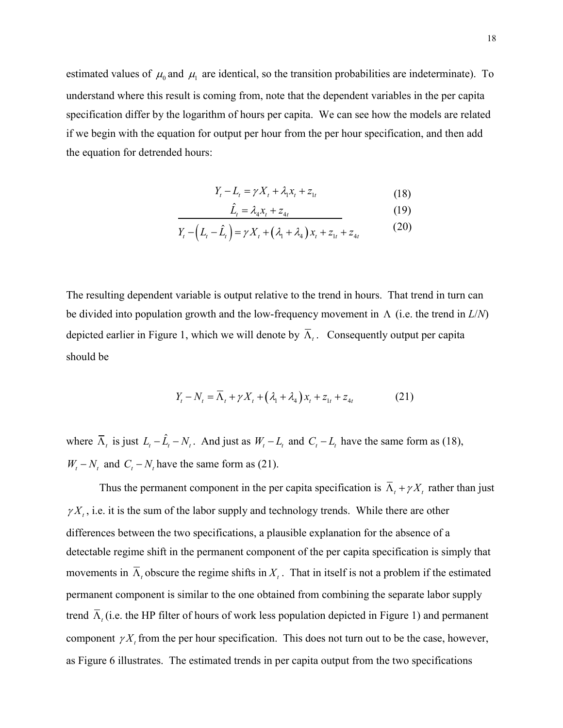estimated values of $\mu_0$ and $\mu_1$ are identical, so the transition probabilities are indeterminate). To understand where this result is coming from, note that the dependent variables in the per capita specification differ by the logarithm of hours per capita. We can see how the models are related if we begin with the equation for output per hour from the per hour specification, and then add the equation for detrended hours:

$$Y_t - L_t = \gamma X_t + \lambda_1 x_t + z_{1t} \tag{18}$$

$$\hat{L}_t = \lambda_4 x_t + z_{4t} \tag{19}$$

$$Y_t - \left(L_t - \hat{L}_t\right) = \gamma X_t + \left(\lambda_1 + \lambda_4\right) x_t + z_{1t} + z_{4t} \tag{20}$$

The resulting dependent variable is output relative to the trend in hours. That trend in turn can be divided into population growth and the low-frequency movement in $\Lambda$ (i.e. the trend in *L*/*N*) depicted earlier in Figure 1, which we will denote by $\overline{\Lambda}_t$. Consequently output per capita should be

$$Y_t - N_t = \overline{\Lambda}_t + \gamma X_t + \left(\lambda_1 + \lambda_4\right) x_t + z_{1t} + z_{4t} \tag{21}$$

where $\overline{\Lambda}_t$ is just $L_t - \hat{L}_t - N_t$. And just as $W_t - L_t$ and $C_t - L_t$ have the same form as (18), $W_t - N_t$ and $C_t - N_t$ have the same form as (21).

Thus the permanent component in the per capita specification is $\overline{\Lambda}_t + \gamma X_t$ rather than just $\gamma X_t$, i.e. it is the sum of the labor supply and technology trends. While there are other differences between the two specifications, a plausible explanation for the absence of a detectable regime shift in the permanent component of the per capita specification is simply that movements in $\overline{\Lambda}_t$ obscure the regime shifts in $X_t$. That in itself is not a problem if the estimated permanent component is similar to the one obtained from combining the separate labor supply trend $\overline{\Lambda}_t$ (i.e. the HP filter of hours of work less population depicted in Figure 1) and permanent component $\gamma X_t$ from the per hour specification. This does not turn out to be the case, however, as Figure 6 illustrates. The estimated trends in per capita output from the two specifications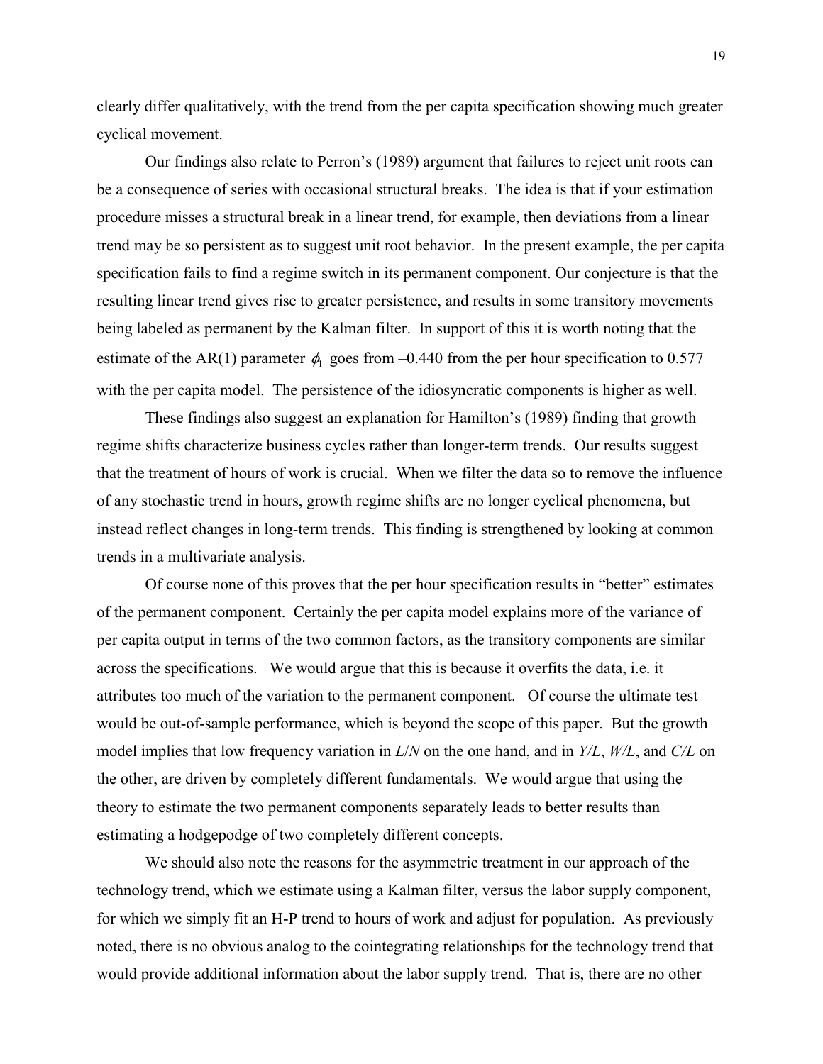clearly differ qualitatively, with the trend from the per capita specification showing much greater cyclical movement.

Our findings also relate to Perron's (1989) argument that failures to reject unit roots can be a consequence of series with occasional structural breaks. The idea is that if your estimation procedure misses a structural break in a linear trend, for example, then deviations from a linear trend may be so persistent as to suggest unit root behavior. In the present example, the per capita specification fails to find a regime switch in its permanent component. Our conjecture is that the resulting linear trend gives rise to greater persistence, and results in some transitory movements being labeled as permanent by the Kalman filter. In support of this it is worth noting that the estimate of the AR(1) parameter $\phi_1$ goes from –0.440 from the per hour specification to 0.577 with the per capita model. The persistence of the idiosyncratic components is higher as well.

These findings also suggest an explanation for Hamilton's (1989) finding that growth regime shifts characterize business cycles rather than longer-term trends. Our results suggest that the treatment of hours of work is crucial. When we filter the data so to remove the influence of any stochastic trend in hours, growth regime shifts are no longer cyclical phenomena, but instead reflect changes in long-term trends. This finding is strengthened by looking at common trends in a multivariate analysis.

Of course none of this proves that the per hour specification results in "better" estimates of the permanent component. Certainly the per capita model explains more of the variance of per capita output in terms of the two common factors, as the transitory components are similar across the specifications. We would argue that this is because it overfits the data, i.e. it attributes too much of the variation to the permanent component. Of course the ultimate test would be out-of-sample performance, which is beyond the scope of this paper. But the growth model implies that low frequency variation in $L/N$ on the one hand, and in $Y/L$, $W/L$, and $C/L$ on the other, are driven by completely different fundamentals. We would argue that using the theory to estimate the two permanent components separately leads to better results than estimating a hodgepodge of two completely different concepts.

We should also note the reasons for the asymmetric treatment in our approach of the technology trend, which we estimate using a Kalman filter, versus the labor supply component, for which we simply fit an H-P trend to hours of work and adjust for population. As previously noted, there is no obvious analog to the cointegrating relationships for the technology trend that would provide additional information about the labor supply trend. That is, there are no other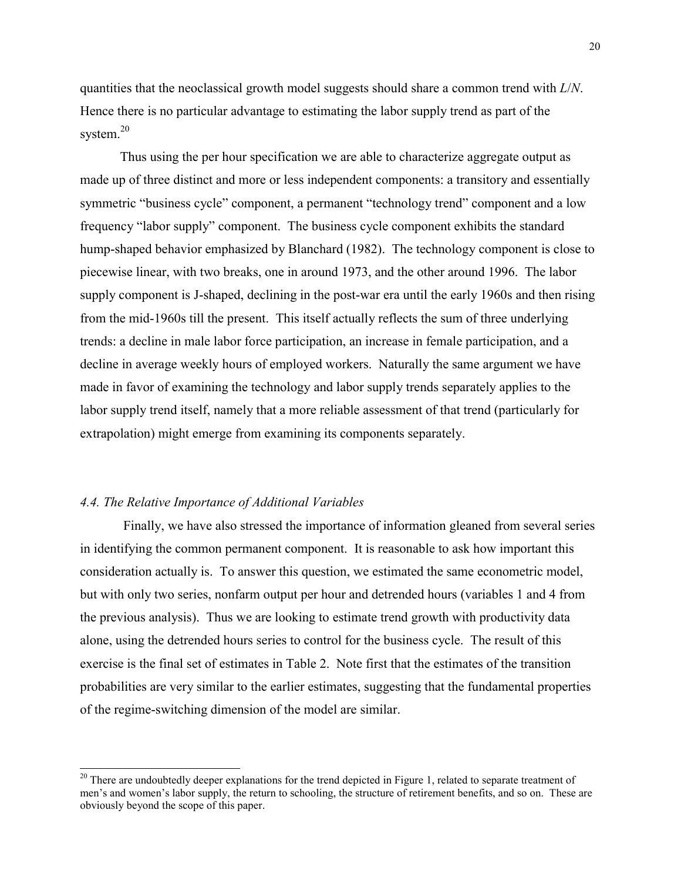quantities that the neoclassical growth model suggests should share a common trend with $L/N$. Hence there is no particular advantage to estimating the labor supply trend as part of the system.[20]

Thus using the per hour specification we are able to characterize aggregate output as made up of three distinct and more or less independent components: a transitory and essentially symmetric "business cycle" component, a permanent "technology trend" component and a low frequency "labor supply" component. The business cycle component exhibits the standard hump-shaped behavior emphasized by Blanchard (1982). The technology component is close to piecewise linear, with two breaks, one in around 1973, and the other around 1996. The labor supply component is J-shaped, declining in the post-war era until the early 1960s and then rising from the mid-1960s till the present. This itself actually reflects the sum of three underlying trends: a decline in male labor force participation, an increase in female participation, and a decline in average weekly hours of employed workers. Naturally the same argument we have made in favor of examining the technology and labor supply trends separately applies to the labor supply trend itself, namely that a more reliable assessment of that trend (particularly for extrapolation) might emerge from examining its components separately.

### *4.4. The Relative Importance of Additional Variables*

Finally, we have also stressed the importance of information gleaned from several series in identifying the common permanent component. It is reasonable to ask how important this consideration actually is. To answer this question, we estimated the same econometric model, but with only two series, nonfarm output per hour and detrended hours (variables 1 and 4 from the previous analysis). Thus we are looking to estimate trend growth with productivity data alone, using the detrended hours series to control for the business cycle. The result of this exercise is the final set of estimates in Table 2. Note first that the estimates of the transition probabilities are very similar to the earlier estimates, suggesting that the fundamental properties of the regime-switching dimension of the model are similar.

---

[20] There are undoubtedly deeper explanations for the trend depicted in Figure 1, related to separate treatment of men's and women's labor supply, the return to schooling, the structure of retirement benefits, and so on. These are obviously beyond the scope of this paper.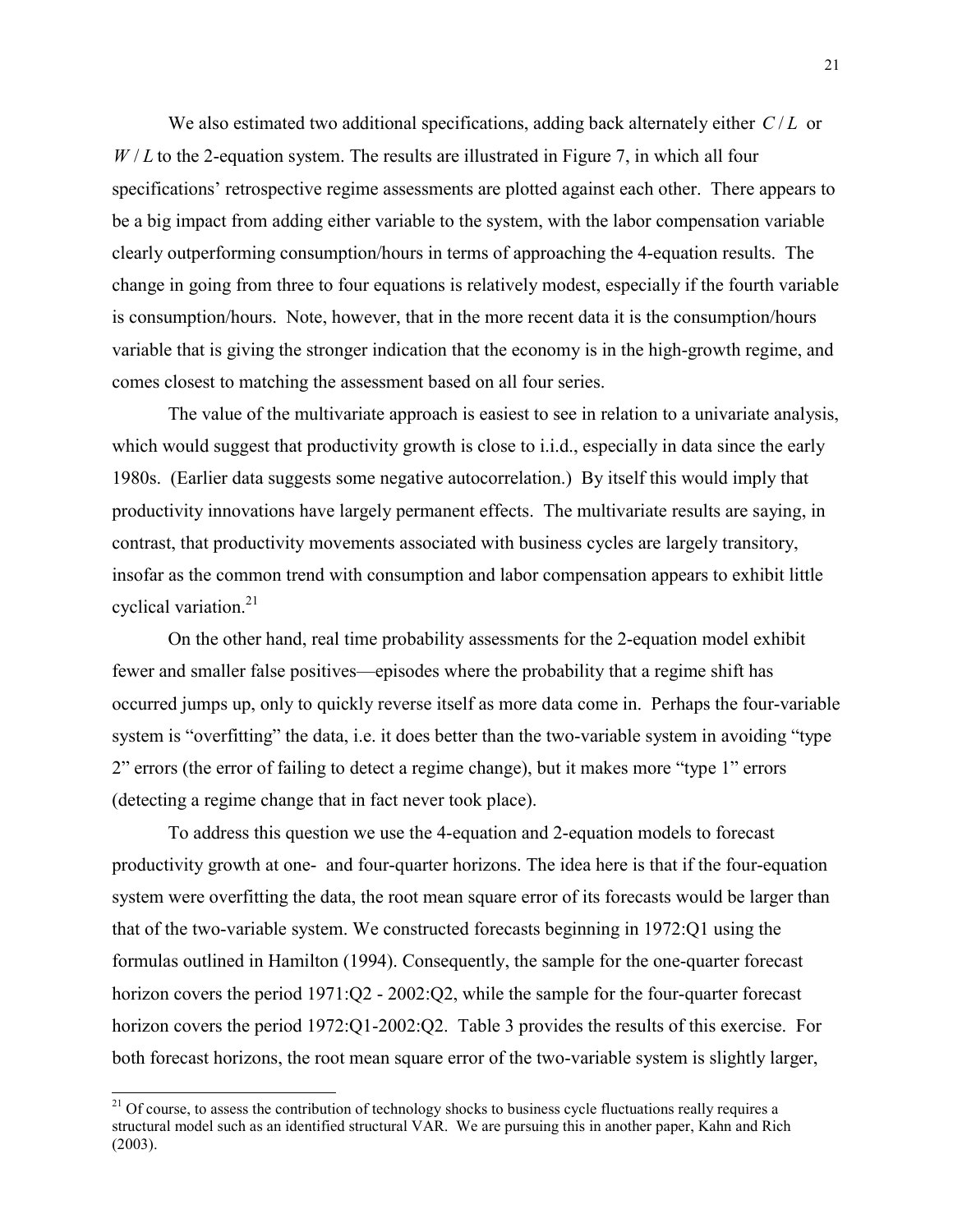We also estimated two additional specifications, adding back alternately either $C/L$ or $W/L$ to the 2-equation system. The results are illustrated in Figure 7, in which all four specifications' retrospective regime assessments are plotted against each other. There appears to be a big impact from adding either variable to the system, with the labor compensation variable clearly outperforming consumption/hours in terms of approaching the 4-equation results. The change in going from three to four equations is relatively modest, especially if the fourth variable is consumption/hours. Note, however, that in the more recent data it is the consumption/hours variable that is giving the stronger indication that the economy is in the high-growth regime, and comes closest to matching the assessment based on all four series.

The value of the multivariate approach is easiest to see in relation to a univariate analysis, which would suggest that productivity growth is close to i.i.d., especially in data since the early 1980s. (Earlier data suggests some negative autocorrelation.) By itself this would imply that productivity innovations have largely permanent effects. The multivariate results are saying, in contrast, that productivity movements associated with business cycles are largely transitory, insofar as the common trend with consumption and labor compensation appears to exhibit little cyclical variation.[21]

On the other hand, real time probability assessments for the 2-equation model exhibit fewer and smaller false positives—episodes where the probability that a regime shift has occurred jumps up, only to quickly reverse itself as more data come in. Perhaps the four-variable system is "overfitting" the data, i.e. it does better than the two-variable system in avoiding "type 2" errors (the error of failing to detect a regime change), but it makes more "type 1" errors (detecting a regime change that in fact never took place).

To address this question we use the 4-equation and 2-equation models to forecast productivity growth at one- and four-quarter horizons. The idea here is that if the four-equation system were overfitting the data, the root mean square error of its forecasts would be larger than that of the two-variable system. We constructed forecasts beginning in 1972:Q1 using the formulas outlined in Hamilton (1994). Consequently, the sample for the one-quarter forecast horizon covers the period 1971:Q2 - 2002:Q2, while the sample for the four-quarter forecast horizon covers the period 1972:Q1-2002:Q2. Table 3 provides the results of this exercise. For both forecast horizons, the root mean square error of the two-variable system is slightly larger,

[21] Of course, to assess the contribution of technology shocks to business cycle fluctuations really requires a structural model such as an identified structural VAR. We are pursuing this in another paper, Kahn and Rich (2003).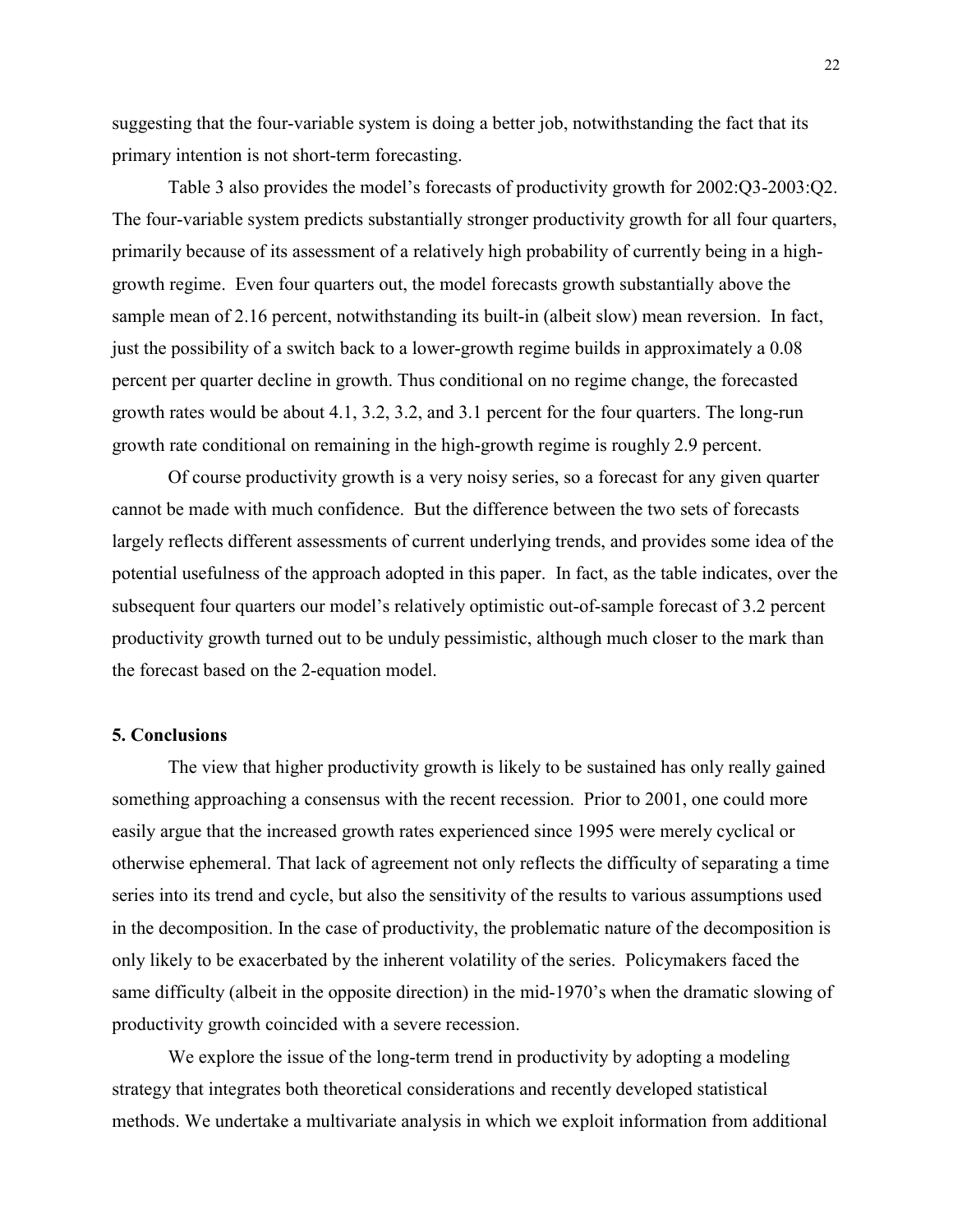suggesting that the four-variable system is doing a better job, notwithstanding the fact that its primary intention is not short-term forecasting.

Table 3 also provides the model's forecasts of productivity growth for 2002:Q3-2003:Q2. The four-variable system predicts substantially stronger productivity growth for all four quarters, primarily because of its assessment of a relatively high probability of currently being in a high-growth regime. Even four quarters out, the model forecasts growth substantially above the sample mean of 2.16 percent, notwithstanding its built-in (albeit slow) mean reversion. In fact, just the possibility of a switch back to a lower-growth regime builds in approximately a 0.08 percent per quarter decline in growth. Thus conditional on no regime change, the forecasted growth rates would be about 4.1, 3.2, 3.2, and 3.1 percent for the four quarters. The long-run growth rate conditional on remaining in the high-growth regime is roughly 2.9 percent.

Of course productivity growth is a very noisy series, so a forecast for any given quarter cannot be made with much confidence. But the difference between the two sets of forecasts largely reflects different assessments of current underlying trends, and provides some idea of the potential usefulness of the approach adopted in this paper. In fact, as the table indicates, over the subsequent four quarters our model's relatively optimistic out-of-sample forecast of 3.2 percent productivity growth turned out to be unduly pessimistic, although much closer to the mark than the forecast based on the 2-equation model.

## 5. Conclusions

The view that higher productivity growth is likely to be sustained has only really gained something approaching a consensus with the recent recession. Prior to 2001, one could more easily argue that the increased growth rates experienced since 1995 were merely cyclical or otherwise ephemeral. That lack of agreement not only reflects the difficulty of separating a time series into its trend and cycle, but also the sensitivity of the results to various assumptions used in the decomposition. In the case of productivity, the problematic nature of the decomposition is only likely to be exacerbated by the inherent volatility of the series. Policymakers faced the same difficulty (albeit in the opposite direction) in the mid-1970's when the dramatic slowing of productivity growth coincided with a severe recession.

We explore the issue of the long-term trend in productivity by adopting a modeling strategy that integrates both theoretical considerations and recently developed statistical methods. We undertake a multivariate analysis in which we exploit information from additional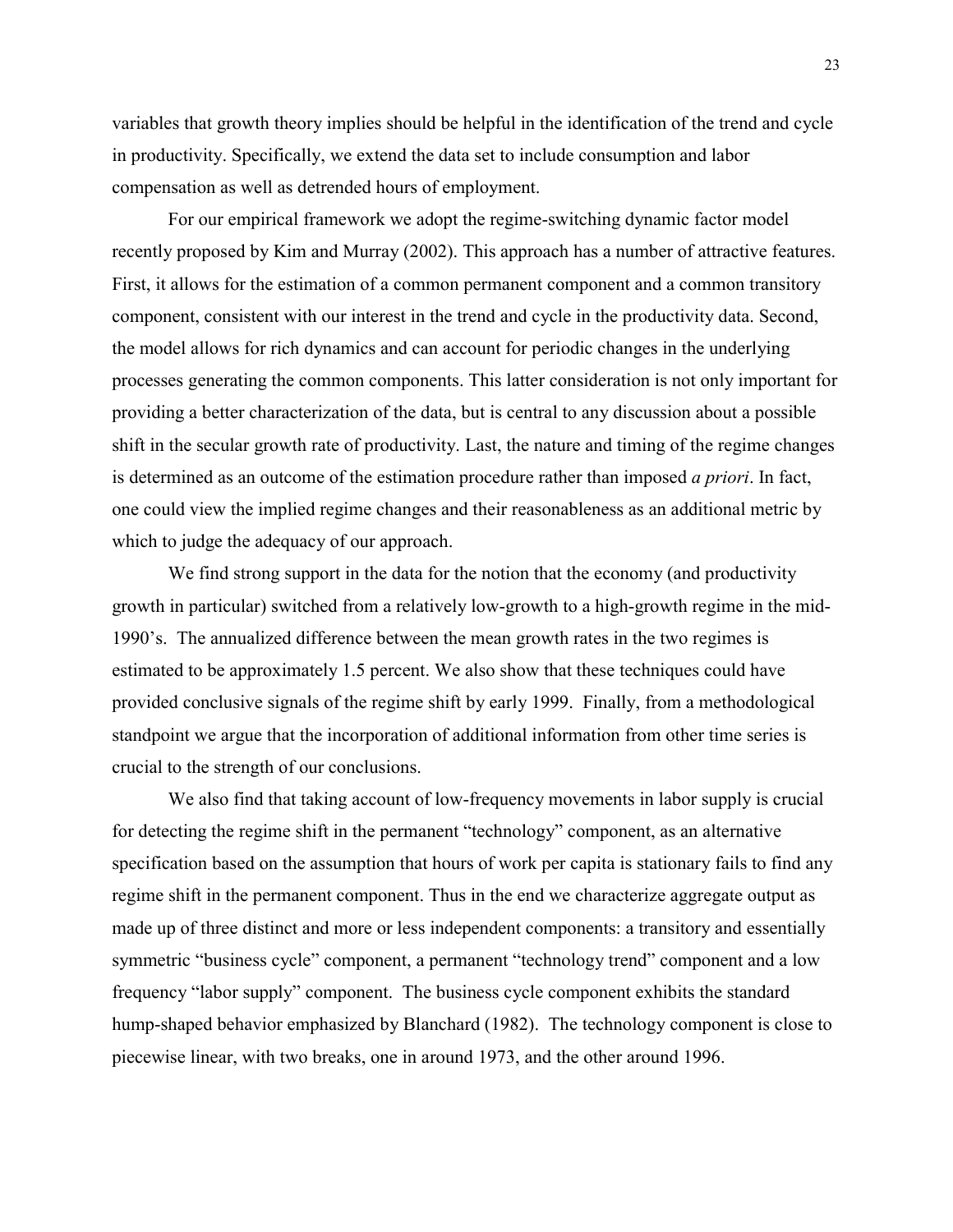variables that growth theory implies should be helpful in the identification of the trend and cycle in productivity. Specifically, we extend the data set to include consumption and labor compensation as well as detrended hours of employment.

For our empirical framework we adopt the regime-switching dynamic factor model recently proposed by Kim and Murray (2002). This approach has a number of attractive features. First, it allows for the estimation of a common permanent component and a common transitory component, consistent with our interest in the trend and cycle in the productivity data. Second, the model allows for rich dynamics and can account for periodic changes in the underlying processes generating the common components. This latter consideration is not only important for providing a better characterization of the data, but is central to any discussion about a possible shift in the secular growth rate of productivity. Last, the nature and timing of the regime changes is determined as an outcome of the estimation procedure rather than imposed *a priori*. In fact, one could view the implied regime changes and their reasonableness as an additional metric by which to judge the adequacy of our approach.

We find strong support in the data for the notion that the economy (and productivity growth in particular) switched from a relatively low-growth to a high-growth regime in the mid-1990's. The annualized difference between the mean growth rates in the two regimes is estimated to be approximately 1.5 percent. We also show that these techniques could have provided conclusive signals of the regime shift by early 1999. Finally, from a methodological standpoint we argue that the incorporation of additional information from other time series is crucial to the strength of our conclusions.

We also find that taking account of low-frequency movements in labor supply is crucial for detecting the regime shift in the permanent "technology" component, as an alternative specification based on the assumption that hours of work per capita is stationary fails to find any regime shift in the permanent component. Thus in the end we characterize aggregate output as made up of three distinct and more or less independent components: a transitory and essentially symmetric "business cycle" component, a permanent "technology trend" component and a low frequency "labor supply" component. The business cycle component exhibits the standard hump-shaped behavior emphasized by Blanchard (1982). The technology component is close to piecewise linear, with two breaks, one in around 1973, and the other around 1996.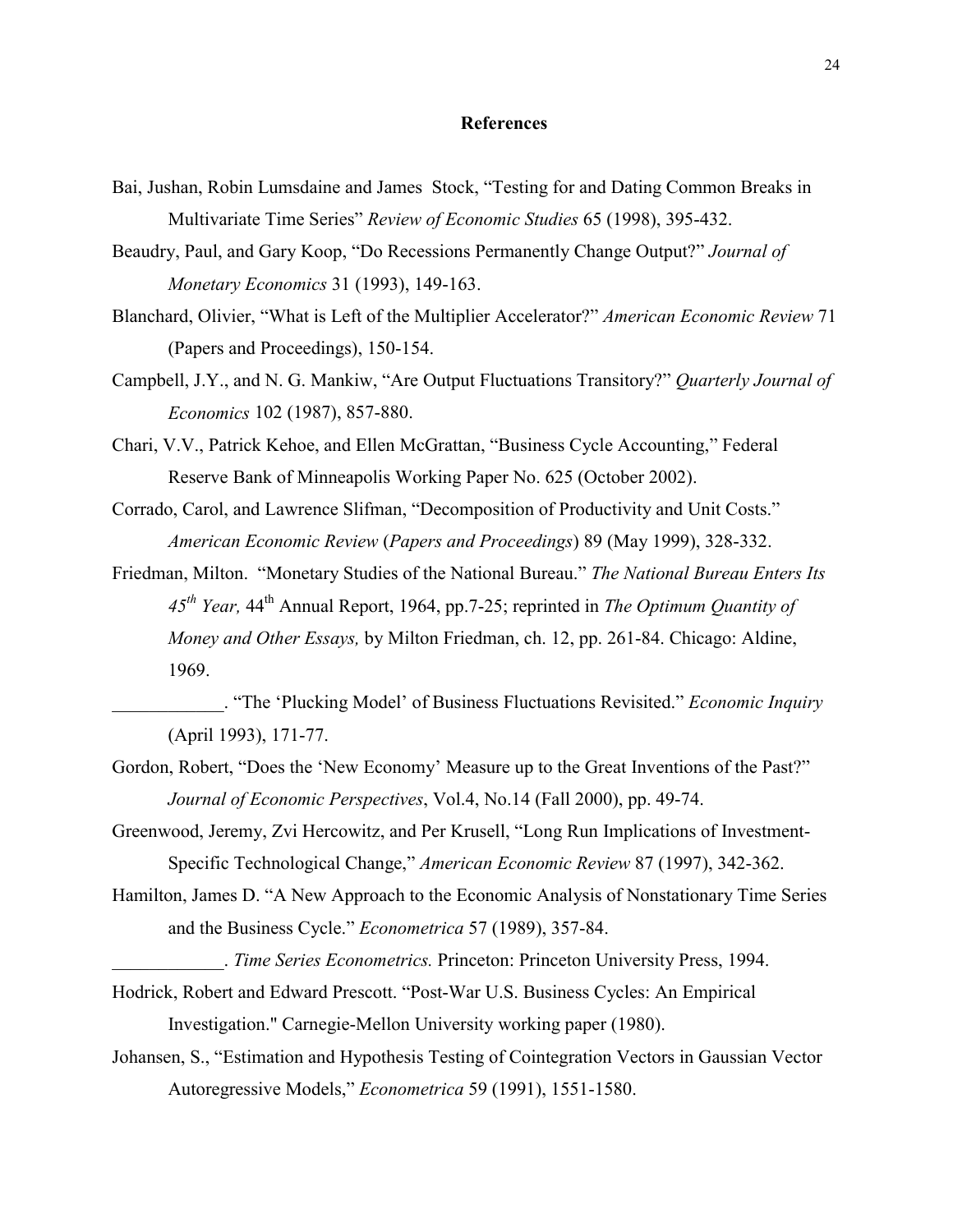## References

Bai, Jushan, Robin Lumsdaine and James Stock, "Testing for and Dating Common Breaks in Multivariate Time Series" *Review of Economic Studies* 65 (1998), 395-432.

Beaudry, Paul, and Gary Koop, "Do Recessions Permanently Change Output?" *Journal of Monetary Economics* 31 (1993), 149-163.

Blanchard, Olivier, "What is Left of the Multiplier Accelerator?" *American Economic Review* 71 (Papers and Proceedings), 150-154.

Campbell, J.Y., and N. G. Mankiw, "Are Output Fluctuations Transitory?" *Quarterly Journal of Economics* 102 (1987), 857-880.

Chari, V.V., Patrick Kehoe, and Ellen McGrattan, "Business Cycle Accounting," Federal Reserve Bank of Minneapolis Working Paper No. 625 (October 2002).

Corrado, Carol, and Lawrence Slifman, "Decomposition of Productivity and Unit Costs." *American Economic Review* (*Papers and Proceedings*) 89 (May 1999), 328-332.

Friedman, Milton. "Monetary Studies of the National Bureau." *The National Bureau Enters Its 45th Year,* 44th Annual Report, 1964, pp.7-25; reprinted in *The Optimum Quantity of Money and Other Essays,* by Milton Friedman, ch. 12, pp. 261-84. Chicago: Aldine, 1969.

\_\_\_\_\_\_\_\_\_\_\_\_. "The 'Plucking Model' of Business Fluctuations Revisited." *Economic Inquiry* (April 1993), 171-77.

Gordon, Robert, "Does the 'New Economy' Measure up to the Great Inventions of the Past?" *Journal of Economic Perspectives*, Vol.4, No.14 (Fall 2000), pp. 49-74.

Greenwood, Jeremy, Zvi Hercowitz, and Per Krusell, "Long Run Implications of Investment-Specific Technological Change," *American Economic Review* 87 (1997), 342-362.

Hamilton, James D. "A New Approach to the Economic Analysis of Nonstationary Time Series and the Business Cycle." *Econometrica* 57 (1989), 357-84.

\_\_\_\_\_\_\_\_\_\_\_\_. *Time Series Econometrics.* Princeton: Princeton University Press, 1994.

Hodrick, Robert and Edward Prescott. "Post-War U.S. Business Cycles: An Empirical Investigation." Carnegie-Mellon University working paper (1980).

Johansen, S., "Estimation and Hypothesis Testing of Cointegration Vectors in Gaussian Vector Autoregressive Models," *Econometrica* 59 (1991), 1551-1580.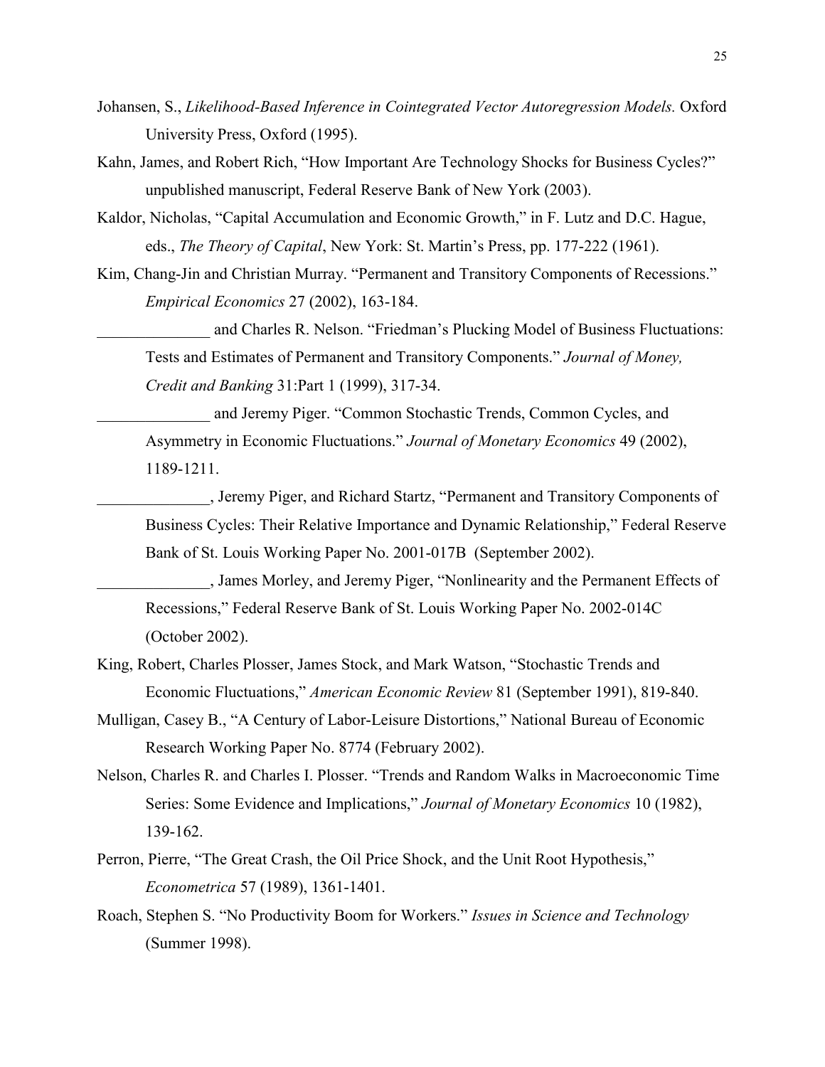Johansen, S., *Likelihood-Based Inference in Cointegrated Vector Autoregression Models.* Oxford University Press, Oxford (1995).

Kahn, James, and Robert Rich, "How Important Are Technology Shocks for Business Cycles?" unpublished manuscript, Federal Reserve Bank of New York (2003).

Kaldor, Nicholas, "Capital Accumulation and Economic Growth," in F. Lutz and D.C. Hague, eds., *The Theory of Capital*, New York: St. Martin's Press, pp. 177-222 (1961).

Kim, Chang-Jin and Christian Murray. "Permanent and Transitory Components of Recessions." *Empirical Economics* 27 (2002), 163-184.

______________ and Charles R. Nelson. "Friedman's Plucking Model of Business Fluctuations: Tests and Estimates of Permanent and Transitory Components." *Journal of Money, Credit and Banking* 31:Part 1 (1999), 317-34.

______________ and Jeremy Piger. "Common Stochastic Trends, Common Cycles, and Asymmetry in Economic Fluctuations." *Journal of Monetary Economics* 49 (2002), 1189-1211.

______________, Jeremy Piger, and Richard Startz, "Permanent and Transitory Components of Business Cycles: Their Relative Importance and Dynamic Relationship," Federal Reserve Bank of St. Louis Working Paper No. 2001-017B (September 2002).

______________, James Morley, and Jeremy Piger, "Nonlinearity and the Permanent Effects of Recessions," Federal Reserve Bank of St. Louis Working Paper No. 2002-014C (October 2002).

King, Robert, Charles Plosser, James Stock, and Mark Watson, "Stochastic Trends and Economic Fluctuations," *American Economic Review* 81 (September 1991), 819-840.

Mulligan, Casey B., "A Century of Labor-Leisure Distortions," National Bureau of Economic Research Working Paper No. 8774 (February 2002).

Nelson, Charles R. and Charles I. Plosser. "Trends and Random Walks in Macroeconomic Time Series: Some Evidence and Implications," *Journal of Monetary Economics* 10 (1982), 139-162.

Perron, Pierre, "The Great Crash, the Oil Price Shock, and the Unit Root Hypothesis," *Econometrica* 57 (1989), 1361-1401.

Roach, Stephen S. "No Productivity Boom for Workers." *Issues in Science and Technology* (Summer 1998).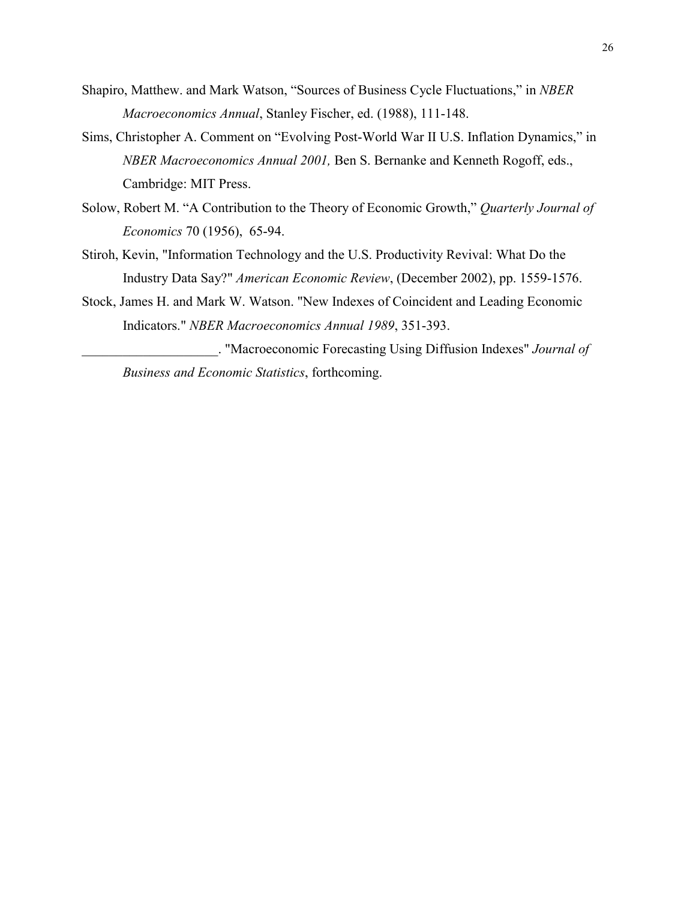Shapiro, Matthew. and Mark Watson, “Sources of Business Cycle Fluctuations,” in *NBER Macroeconomics Annual*, Stanley Fischer, ed. (1988), 111-148.

Sims, Christopher A. Comment on “Evolving Post-World War II U.S. Inflation Dynamics,” in *NBER Macroeconomics Annual 2001,* Ben S. Bernanke and Kenneth Rogoff, eds., Cambridge: MIT Press.

Solow, Robert M. “A Contribution to the Theory of Economic Growth,” *Quarterly Journal of Economics* 70 (1956), 65-94.

Stiroh, Kevin, "Information Technology and the U.S. Productivity Revival: What Do the Industry Data Say?" *American Economic Review*, (December 2002), pp. 1559-1576.

Stock, James H. and Mark W. Watson. "New Indexes of Coincident and Leading Economic Indicators." *NBER Macroeconomics Annual 1989*, 351-393.

____________________. "Macroeconomic Forecasting Using Diffusion Indexes" *Journal of Business and Economic Statistics*, forthcoming.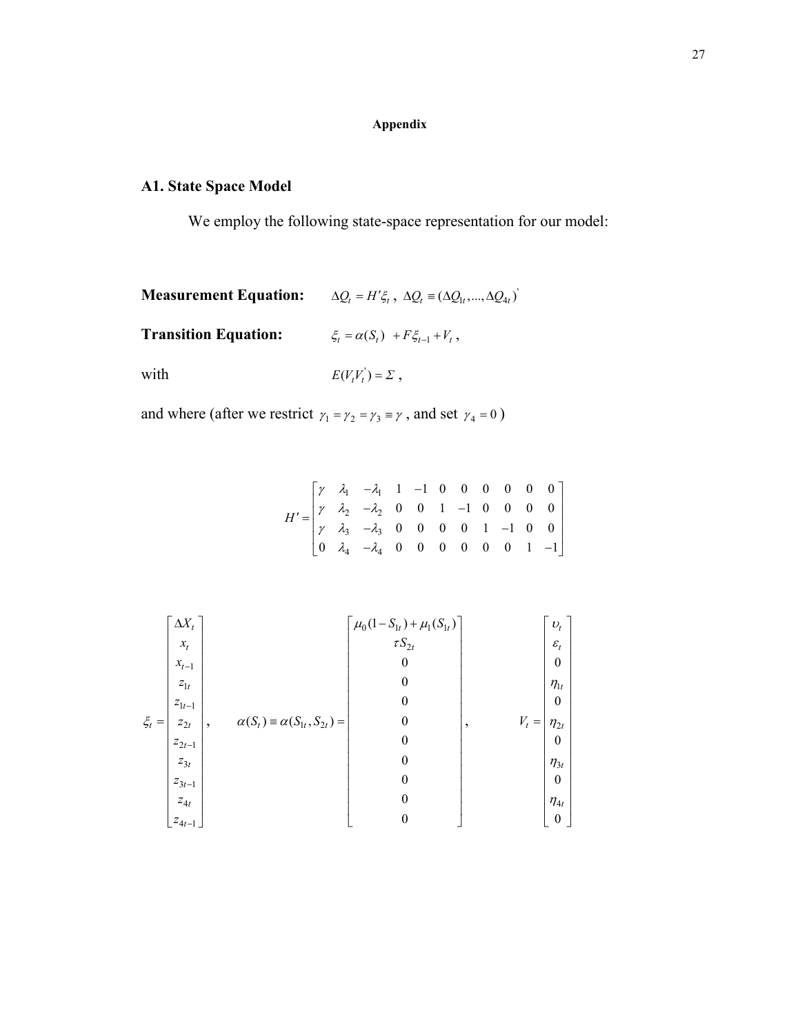**Appendix**

## A1. State Space Model

We employ the following state-space representation for our model:

**Measurement Equation:** $\Delta Q_t = H'\xi_t$ , $\Delta Q_t \equiv (\Delta Q_{1t}, ..., \Delta Q_{4t})'$

**Transition Equation:** $\xi_t = \alpha(S_t) + F\xi_{t-1} + V_t$ ,

with $E(V_t V_t') = \Sigma$ ,

and where (after we restrict $\gamma_1 = \gamma_2 = \gamma_3 \equiv \gamma$ , and set $\gamma_4 = 0$ )

$$
H' = \begin{bmatrix} \gamma & \lambda_1 & -\lambda_1 & 1 & -1 & 0 & 0 & 0 & 0 & 0 & 0 \\ \gamma & \lambda_2 & -\lambda_2 & 0 & 0 & 1 & -1 & 0 & 0 & 0 & 0 \\ \gamma & \lambda_3 & -\lambda_3 & 0 & 0 & 0 & 0 & 1 & -1 & 0 & 0 \\ 0 & \lambda_4 & -\lambda_4 & 0 & 0 & 0 & 0 & 0 & 0 & 1 & -1 \end{bmatrix}
$$

$$
\xi_t = \begin{bmatrix} \Delta X_t \\ x_t \\ x_{t-1} \\ z_{1t} \\ z_{1t-1} \\ z_{2t} \\ z_{2t-1} \\ z_{3t} \\ z_{3t-1} \\ z_{4t} \\ z_{4t-1} \end{bmatrix}, \quad \alpha(S_t) \equiv \alpha(S_{1t}, S_{2t}) = \begin{bmatrix} \mu_0(1 - S_{1t}) + \mu_1(S_{1t}) \\ \tau S_{2t} \\ 0 \\ 0 \\ 0 \\ 0 \\ 0 \\ 0 \\ 0 \\ 0 \\ 0 \end{bmatrix}, \quad V_t = \begin{bmatrix} \upsilon_t \\ \varepsilon_t \\ 0 \\ \eta_{1t} \\ 0 \\ \eta_{2t} \\ 0 \\ \eta_{3t} \\ 0 \\ \eta_{4t} \\ 0 \end{bmatrix}
$$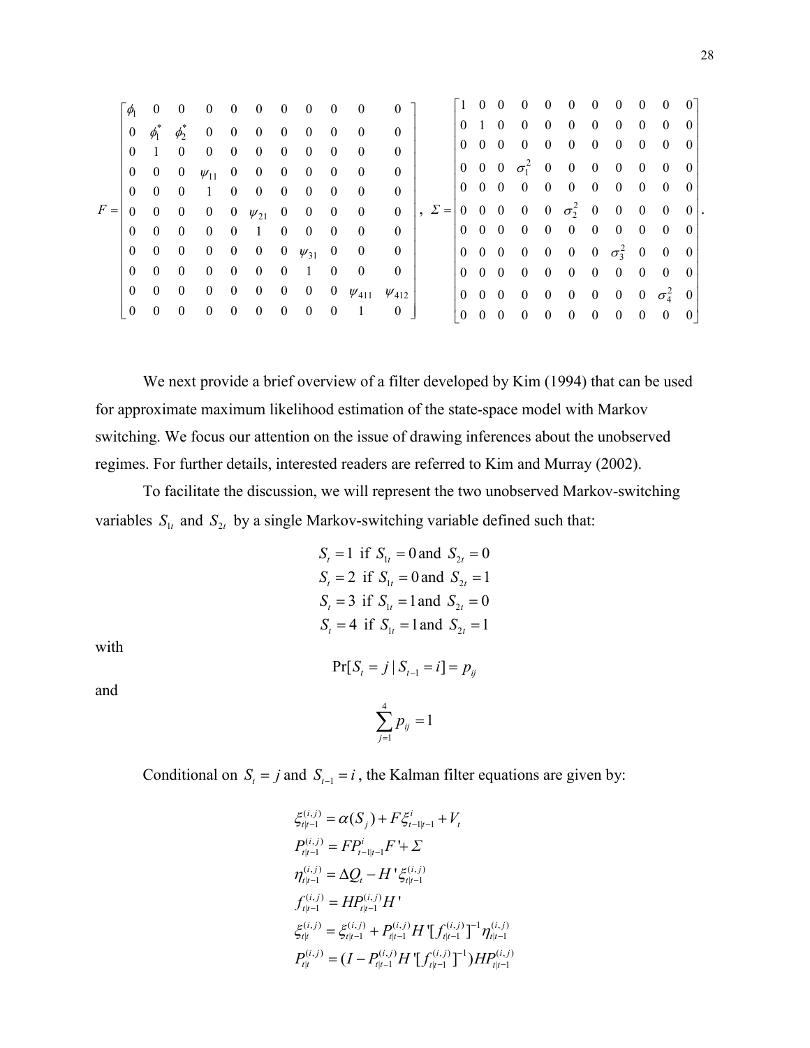$$
F = \begin{bmatrix}
\phi_1 & 0 & 0 & 0 & 0 & 0 & 0 & 0 & 0 & 0 & 0 \\
0 & \phi_1^* & \phi_2^* & 0 & 0 & 0 & 0 & 0 & 0 & 0 & 0 \\
0 & 1 & 0 & 0 & 0 & 0 & 0 & 0 & 0 & 0 & 0 \\
0 & 0 & 0 & \psi_{11} & 0 & 0 & 0 & 0 & 0 & 0 & 0 \\
0 & 0 & 0 & 1 & 0 & 0 & 0 & 0 & 0 & 0 & 0 \\
0 & 0 & 0 & 0 & 0 & \psi_{21} & 0 & 0 & 0 & 0 & 0 \\
0 & 0 & 0 & 0 & 0 & 1 & 0 & 0 & 0 & 0 & 0 \\
0 & 0 & 0 & 0 & 0 & 0 & 0 & \psi_{31} & 0 & 0 & 0 \\
0 & 0 & 0 & 0 & 0 & 0 & 0 & 1 & 0 & 0 & 0 \\
0 & 0 & 0 & 0 & 0 & 0 & 0 & 0 & 0 & \psi_{411} & \psi_{412} \\
0 & 0 & 0 & 0 & 0 & 0 & 0 & 0 & 0 & 1 & 0
\end{bmatrix}, \quad
\Sigma = \begin{bmatrix}
1 & 0 & 0 & 0 & 0 & 0 & 0 & 0 & 0 & 0 & 0 \\
0 & 1 & 0 & 0 & 0 & 0 & 0 & 0 & 0 & 0 & 0 \\
0 & 0 & 0 & 0 & 0 & 0 & 0 & 0 & 0 & 0 & 0 \\
0 & 0 & 0 & \sigma_1^2 & 0 & 0 & 0 & 0 & 0 & 0 & 0 \\
0 & 0 & 0 & 0 & 0 & 0 & 0 & 0 & 0 & 0 & 0 \\
0 & 0 & 0 & 0 & 0 & \sigma_2^2 & 0 & 0 & 0 & 0 & 0 \\
0 & 0 & 0 & 0 & 0 & 0 & 0 & 0 & 0 & 0 & 0 \\
0 & 0 & 0 & 0 & 0 & 0 & 0 & \sigma_3^2 & 0 & 0 & 0 \\
0 & 0 & 0 & 0 & 0 & 0 & 0 & 0 & 0 & 0 & 0 \\
0 & 0 & 0 & 0 & 0 & 0 & 0 & 0 & 0 & \sigma_4^2 & 0 \\
0 & 0 & 0 & 0 & 0 & 0 & 0 & 0 & 0 & 0 & 0
\end{bmatrix}.
$$

We next provide a brief overview of a filter developed by Kim (1994) that can be used for approximate maximum likelihood estimation of the state-space model with Markov switching. We focus our attention on the issue of drawing inferences about the unobserved regimes. For further details, interested readers are referred to Kim and Murray (2002).

To facilitate the discussion, we will represent the two unobserved Markov-switching variables $S_{1t}$ and $S_{2t}$ by a single Markov-switching variable defined such that:

$$
\begin{aligned}
S_t &= 1 \text{ if } S_{1t} = 0 \text{ and } S_{2t} = 0 \\
S_t &= 2 \text{ if } S_{1t} = 0 \text{ and } S_{2t} = 1 \\
S_t &= 3 \text{ if } S_{1t} = 1 \text{ and } S_{2t} = 0 \\
S_t &= 4 \text{ if } S_{1t} = 1 \text{ and } S_{2t} = 1
\end{aligned}
$$

with

$$
\Pr[S_t = j \mid S_{t-1} = i] = p_{ij}
$$

and

$$
\sum_{j=1}^{4} p_{ij} = 1
$$

Conditional on $S_t = j$ and $S_{t-1} = i$, the Kalman filter equations are given by:

$$
\begin{aligned}
\xi_{t|t-1}^{(i,j)} &= \alpha(S_j) + F\xi_{t-1|t-1}^{i} + V_t \\
P_{t|t-1}^{(i,j)} &= FP_{t-1|t-1}^{i}F' + \Sigma \\
\eta_{t|t-1}^{(i,j)} &= \Delta Q_t - H'\xi_{t|t-1}^{(i,j)} \\
f_{t|t-1}^{(i,j)} &= HP_{t|t-1}^{(i,j)}H' \\
\xi_{t|t}^{(i,j)} &= \xi_{t|t-1}^{(i,j)} + P_{t|t-1}^{(i,j)}H'[f_{t|t-1}^{(i,j)}]^{-1}\eta_{t|t-1}^{(i,j)} \\
P_{t|t}^{(i,j)} &= (I - P_{t|t-1}^{(i,j)}H'[f_{t|t-1}^{(i,j)}]^{-1})HP_{t|t-1}^{(i,j)}
\end{aligned}
$$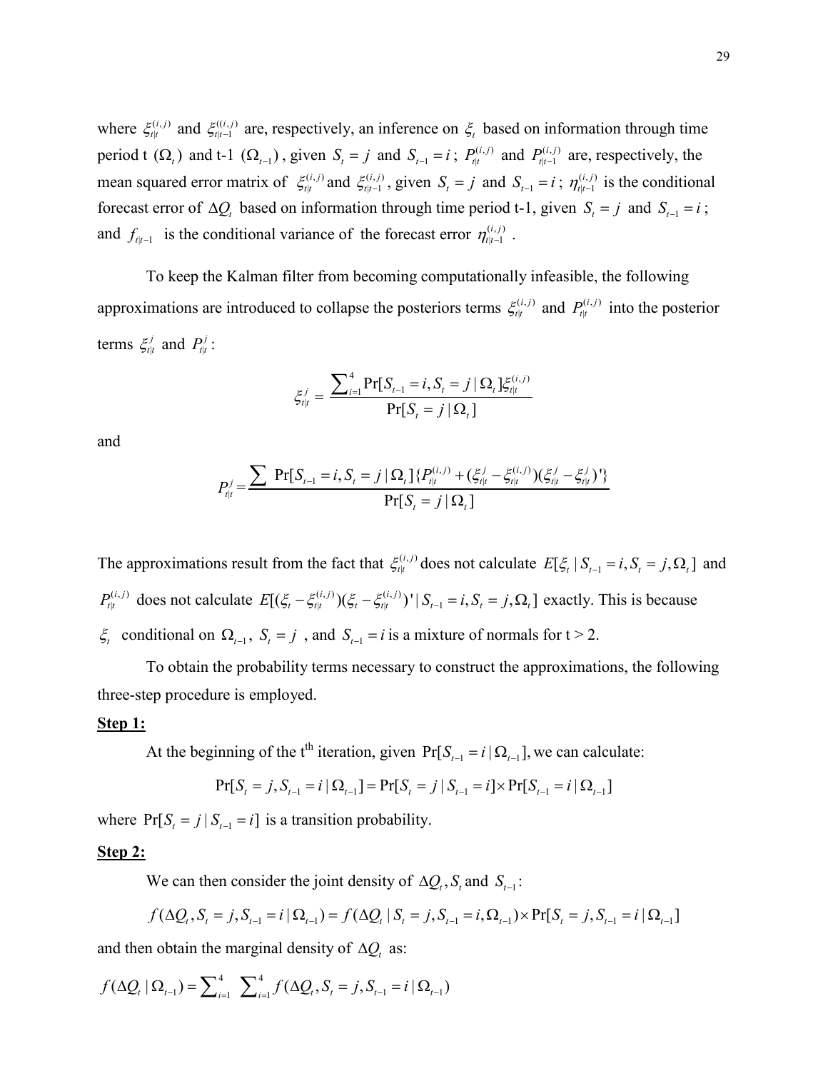where $\xi_{t|t}^{(i,j)}$ and $\xi_{t|t-1}^{((i,j)}$ are, respectively, an inference on $\xi_t$ based on information through time period t $(\Omega_t)$ and t-1 $(\Omega_{t-1})$, given $S_t = j$ and $S_{t-1} = i$; $P_{t|t}^{(i,j)}$ and $P_{t|t-1}^{(i,j)}$ are, respectively, the mean squared error matrix of $\xi_{t|t}^{(i,j)}$ and $\xi_{t|t-1}^{(i,j)}$, given $S_t = j$ and $S_{t-1} = i$; $\eta_{t|t-1}^{(i,j)}$ is the conditional forecast error of $\Delta Q_t$ based on information through time period t-1, given $S_t = j$ and $S_{t-1} = i$; and $f_{t|t-1}$ is the conditional variance of the forecast error $\eta_{t|t-1}^{(i,j)}$.

To keep the Kalman filter from becoming computationally infeasible, the following approximations are introduced to collapse the posteriors terms $\xi_{t|t}^{(i,j)}$ and $P_{t|t}^{(i,j)}$ into the posterior terms $\xi_{t|t}^{j}$ and $P_{t|t}^{j}$:

$$\xi_{t|t}^{j} = \frac{\sum_{i=1}^{4} \Pr[S_{t-1} = i, S_t = j \mid \Omega_t] \xi_{t|t}^{(i,j)}}{\Pr[S_t = j \mid \Omega_t]}$$

and

$$P_{t|t}^{j} = \frac{\sum \Pr[S_{t-1} = i, S_t = j \mid \Omega_t] \{P_{t|t}^{(i,j)} + (\xi_{t|t}^{j} - \xi_{t|t}^{(i,j)})(\xi_{t|t}^{j} - \xi_{t|t}^{j})'\}}{\Pr[S_t = j \mid \Omega_t]}$$

The approximations result from the fact that $\xi_{t|t}^{(i,j)}$ does not calculate $E[\xi_t \mid S_{t-1} = i, S_t = j, \Omega_t]$ and $P_{t|t}^{(i,j)}$ does not calculate $E[(\xi_t - \xi_{t|t}^{(i,j)})(\xi_t - \xi_{t|t}^{(i,j)})' \mid S_{t-1} = i, S_t = j, \Omega_t]$ exactly. This is because $\xi_t$ conditional on $\Omega_{t-1}$, $S_t = j$, and $S_{t-1} = i$ is a mixture of normals for t > 2.

To obtain the probability terms necessary to construct the approximations, the following three-step procedure is employed.

**Step 1:**

At the beginning of the t[th] iteration, given $\Pr[S_{t-1} = i \mid \Omega_{t-1}]$, we can calculate:

$$\Pr[S_t = j, S_{t-1} = i \mid \Omega_{t-1}] = \Pr[S_t = j \mid S_{t-1} = i] \times \Pr[S_{t-1} = i \mid \Omega_{t-1}]$$

where $\Pr[S_t = j \mid S_{t-1} = i]$ is a transition probability.

**Step 2:**

We can then consider the joint density of $\Delta Q_t, S_t$ and $S_{t-1}$:

$$f(\Delta Q_t, S_t = j, S_{t-1} = i \mid \Omega_{t-1}) = f(\Delta Q_t \mid S_t = j, S_{t-1} = i, \Omega_{t-1}) \times \Pr[S_t = j, S_{t-1} = i \mid \Omega_{t-1}]$$

and then obtain the marginal density of $\Delta Q_t$ as:

$$f(\Delta Q_t \mid \Omega_{t-1}) = \sum_{i=1}^{4} \sum_{i=1}^{4} f(\Delta Q_t, S_t = j, S_{t-1} = i \mid \Omega_{t-1})$$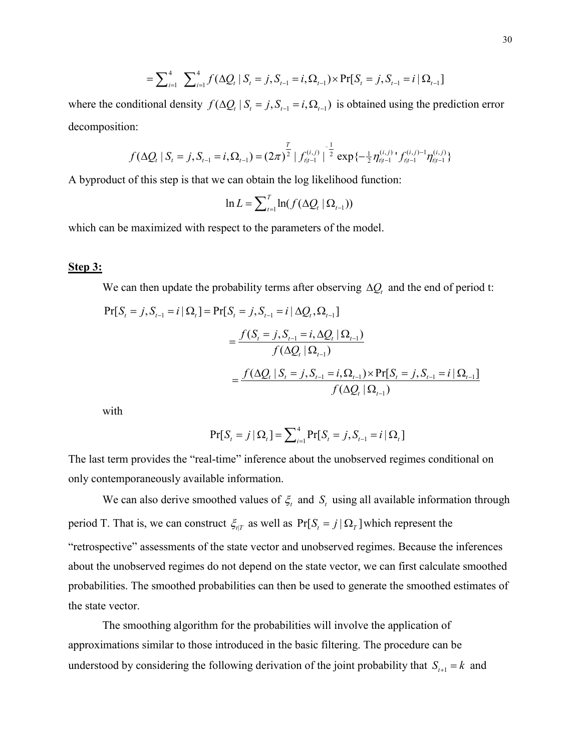$$= \sum_{i=1}^{4} \sum_{i=1}^{4} f(\Delta Q_t \mid S_t = j, S_{t-1} = i, \Omega_{t-1}) \times \Pr[S_t = j, S_{t-1} = i \mid \Omega_{t-1}]$$

where the conditional density $f(\Delta Q_t \mid S_t = j, S_{t-1} = i, \Omega_{t-1})$ is obtained using the prediction error decomposition:

$$f(\Delta Q_t \mid S_t = j, S_{t-1} = i, \Omega_{t-1}) = (2\pi)^{\frac{T}{2}} \mid f_{t|t-1}^{(i,j)} \mid^{-\frac{1}{2}} \exp\{-\tfrac{1}{2} \eta_{t|t-1}^{(i,j)}{}' f_{t|t-1}^{(i,j)-1} \eta_{t|t-1}^{(i,j)}\}$$

A byproduct of this step is that we can obtain the log likelihood function:

$$\ln L = \sum_{t=1}^{T} \ln(f(\Delta Q_t \mid \Omega_{t-1}))$$

which can be maximized with respect to the parameters of the model.

**Step 3:**

We can then update the probability terms after observing $\Delta Q_t$ and the end of period t:

$$\Pr[S_t = j, S_{t-1} = i \mid \Omega_t] = \Pr[S_t = j, S_{t-1} = i \mid \Delta Q_t, \Omega_{t-1}]$$

$$= \frac{f(S_t = j, S_{t-1} = i, \Delta Q_t \mid \Omega_{t-1})}{f(\Delta Q_t \mid \Omega_{t-1})}$$

$$= \frac{f(\Delta Q_t \mid S_t = j, S_{t-1} = i, \Omega_{t-1}) \times \Pr[S_t = j, S_{t-1} = i \mid \Omega_{t-1}]}{f(\Delta Q_t \mid \Omega_{t-1})}$$

with

$$\Pr[S_t = j \mid \Omega_t] = \sum_{i=1}^{4} \Pr[S_t = j, S_{t-1} = i \mid \Omega_t]$$

The last term provides the "real-time" inference about the unobserved regimes conditional on only contemporaneously available information.

We can also derive smoothed values of $\xi_t$ and $S_t$ using all available information through period T. That is, we can construct $\xi_{t|T}$ as well as $\Pr[S_t = j \mid \Omega_T]$ which represent the "retrospective" assessments of the state vector and unobserved regimes. Because the inferences about the unobserved regimes do not depend on the state vector, we can first calculate smoothed probabilities. The smoothed probabilities can then be used to generate the smoothed estimates of the state vector.

The smoothing algorithm for the probabilities will involve the application of approximations similar to those introduced in the basic filtering. The procedure can be understood by considering the following derivation of the joint probability that $S_{t+1} = k$ and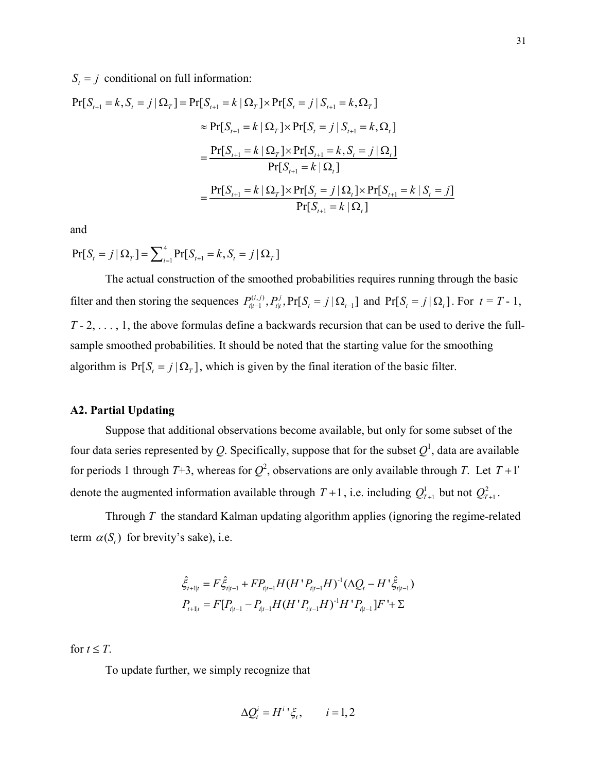$S_t = j$ conditional on full information:

$$
\begin{aligned}
\Pr[S_{t+1} = k, S_t = j \mid \Omega_T] &= \Pr[S_{t+1} = k \mid \Omega_T] \times \Pr[S_t = j \mid S_{t+1} = k, \Omega_T] \\
&\approx \Pr[S_{t+1} = k \mid \Omega_T] \times \Pr[S_t = j \mid S_{t+1} = k, \Omega_t] \\
&= \frac{\Pr[S_{t+1} = k \mid \Omega_T] \times \Pr[S_{t+1} = k, S_t = j \mid \Omega_t]}{\Pr[S_{t+1} = k \mid \Omega_t]} \\
&= \frac{\Pr[S_{t+1} = k \mid \Omega_T] \times \Pr[S_t = j \mid \Omega_t] \times \Pr[S_{t+1} = k \mid S_t = j]}{\Pr[S_{t+1} = k \mid \Omega_t]}
\end{aligned}
$$

and

$$
\Pr[S_t = j \mid \Omega_T] = \sum_{i=1}^{4} \Pr[S_{t+1} = k, S_t = j \mid \Omega_T]
$$

The actual construction of the smoothed probabilities requires running through the basic filter and then storing the sequences $P_{t|t-1}^{(i,j)}, P_{t|t}^{j}, \Pr[S_t = j \mid \Omega_{t-1}]$ and $\Pr[S_t = j \mid \Omega_t]$. For $t = T - 1$, $T - 2, \ldots, 1$, the above formulas define a backwards recursion that can be used to derive the full-sample smoothed probabilities. It should be noted that the starting value for the smoothing algorithm is $\Pr[S_t = j \mid \Omega_T]$, which is given by the final iteration of the basic filter.

### A2. Partial Updating

Suppose that additional observations become available, but only for some subset of the four data series represented by $Q$. Specifically, suppose that for the subset $Q^1$, data are available for periods 1 through $T$+3, whereas for $Q^2$, observations are only available through $T$. Let $T+1'$ denote the augmented information available through $T+1$, i.e. including $Q^1_{T+1}$ but not $Q^2_{T+1}$.

Through $T$ the standard Kalman updating algorithm applies (ignoring the regime-related term $\alpha(S_t)$ for brevity's sake), i.e.

$$
\begin{aligned}
\hat{\xi}_{t+1|t} &= F\hat{\xi}_{t|t-1} + FP_{t|t-1}H(H'P_{t|t-1}H)^{-1}(\Delta Q_t - H'\hat{\xi}_{t|t-1}) \\
P_{t+1|t} &= F[P_{t|t-1} - P_{t|t-1}H(H'P_{t|t-1}H)^{-1}H'P_{t|t-1}]F' + \Sigma
\end{aligned}
$$

for $t \leq T$.

To update further, we simply recognize that

$$
\Delta Q_t^i = H^{i\,\prime}\xi_t, \qquad i = 1, 2
$$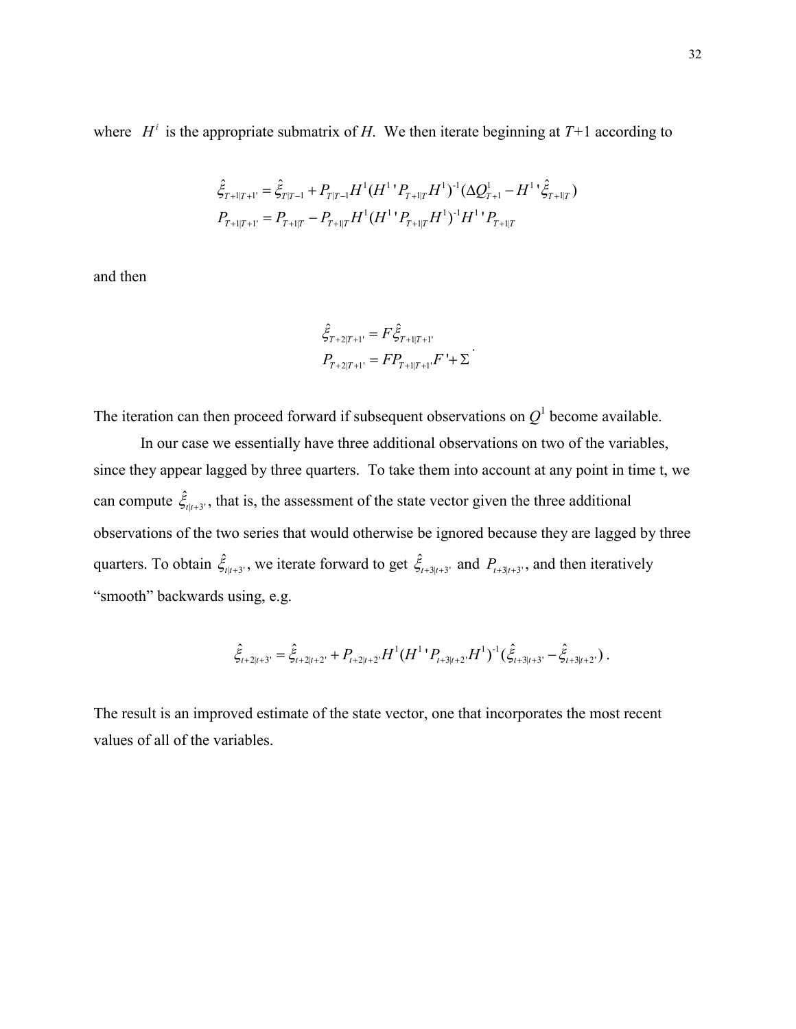where $H^i$ is the appropriate submatrix of $H$. We then iterate beginning at $T$+1 according to

$$
\begin{aligned}
\hat{\xi}_{T+1|T+1'} &= \hat{\xi}_{T|T-1} + P_{T|T-1} H^1 (H^{1}{}' P_{T+1|T} H^1)^{-1} (\Delta Q^1_{T+1} - H^{1}{}' \hat{\xi}_{T+1|T}) \\
P_{T+1|T+1'} &= P_{T+1|T} - P_{T+1|T} H^1 (H^{1}{}' P_{T+1|T} H^1)^{-1} H^{1}{}' P_{T+1|T}
\end{aligned}
$$

and then

$$
\begin{aligned}
\hat{\xi}_{T+2|T+1'} &= F \hat{\xi}_{T+1|T+1'} \\
P_{T+2|T+1'} &= F P_{T+1|T+1'} F' + \Sigma
\end{aligned}.
$$

The iteration can then proceed forward if subsequent observations on $Q^1$ become available.

In our case we essentially have three additional observations on two of the variables, since they appear lagged by three quarters. To take them into account at any point in time t, we can compute $\hat{\xi}_{t|t+3'}$, that is, the assessment of the state vector given the three additional observations of the two series that would otherwise be ignored because they are lagged by three quarters. To obtain $\hat{\xi}_{t|t+3'}$, we iterate forward to get $\hat{\xi}_{t+3|t+3'}$ and $P_{t+3|t+3'}$, and then iteratively "smooth" backwards using, e.g.

$$
\hat{\xi}_{t+2|t+3'} = \hat{\xi}_{t+2|t+2'} + P_{t+2|t+2'} H^1 (H^{1}{}' P_{t+3|t+2'} H^1)^{-1} (\hat{\xi}_{t+3|t+3'} - \hat{\xi}_{t+3|t+2'}) .
$$

The result is an improved estimate of the state vector, one that incorporates the most recent values of all of the variables.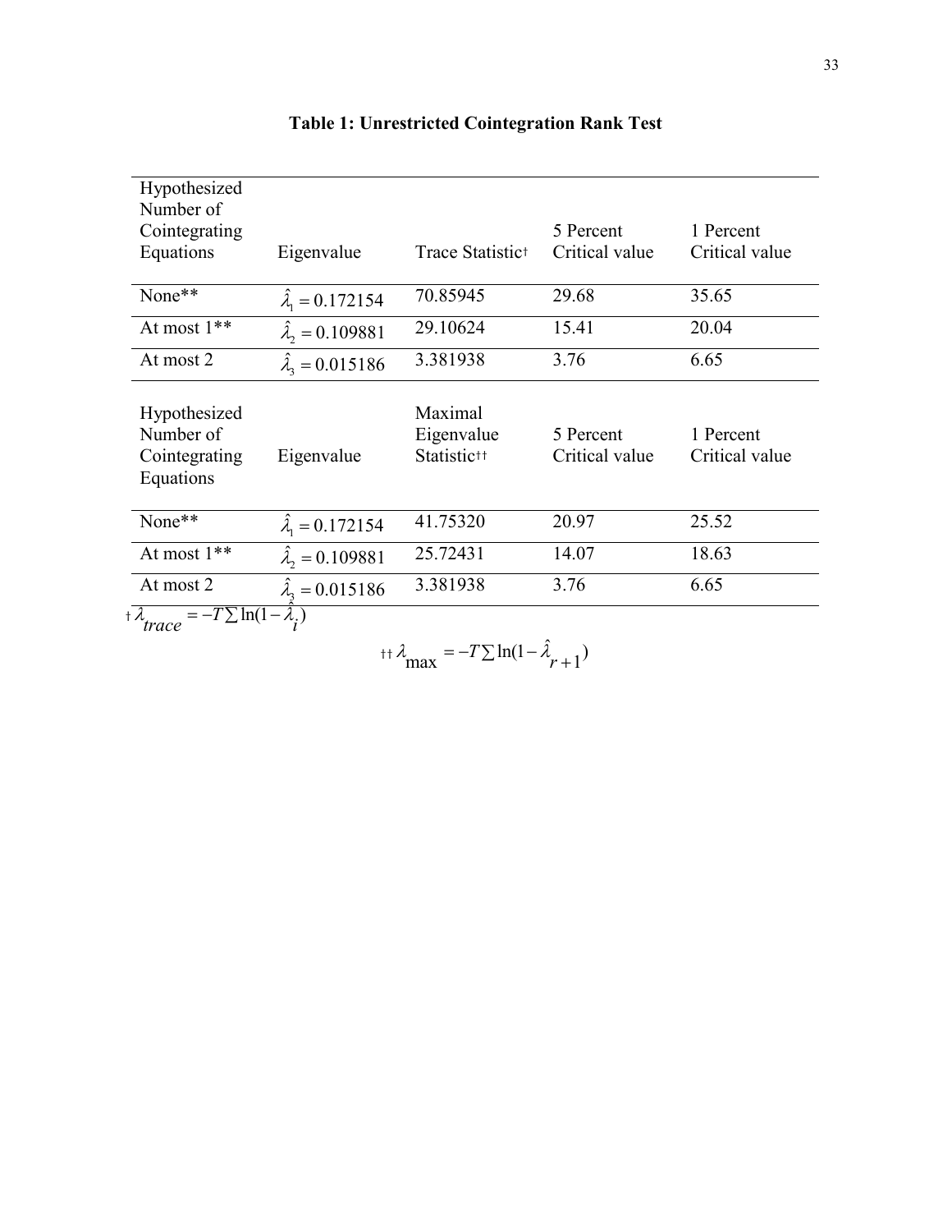**Table 1: Unrestricted Cointegration Rank Test**

| Hypothesized Number of Cointegrating Equations | Eigenvalue | Trace Statistic† | 5 Percent Critical value | 1 Percent Critical value |
|---|---|---|---|---|
| None** | $\hat{\lambda}_1 = 0.172154$ | 70.85945 | 29.68 | 35.65 |
| At most 1** | $\hat{\lambda}_2 = 0.109881$ | 29.10624 | 15.41 | 20.04 |
| At most 2 | $\hat{\lambda}_3 = 0.015186$ | 3.381938 | 3.76 | 6.65 |
| **Hypothesized Number of Cointegrating Equations** | **Eigenvalue** | **Maximal Eigenvalue Statistic††** | **5 Percent Critical value** | **1 Percent Critical value** |
| None** | $\hat{\lambda}_1 = 0.172154$ | 41.75320 | 20.97 | 25.52 |
| At most 1** | $\hat{\lambda}_2 = 0.109881$ | 25.72431 | 14.07 | 18.63 |
| At most 2 | $\hat{\lambda}_3 = 0.015186$ | 3.381938 | 3.76 | 6.65 |

† $\lambda_{trace} = -T \sum \ln(1 - \hat{\lambda}_i)$

†† $\lambda_{\max} = -T \sum \ln(1 - \hat{\lambda}_{r+1})$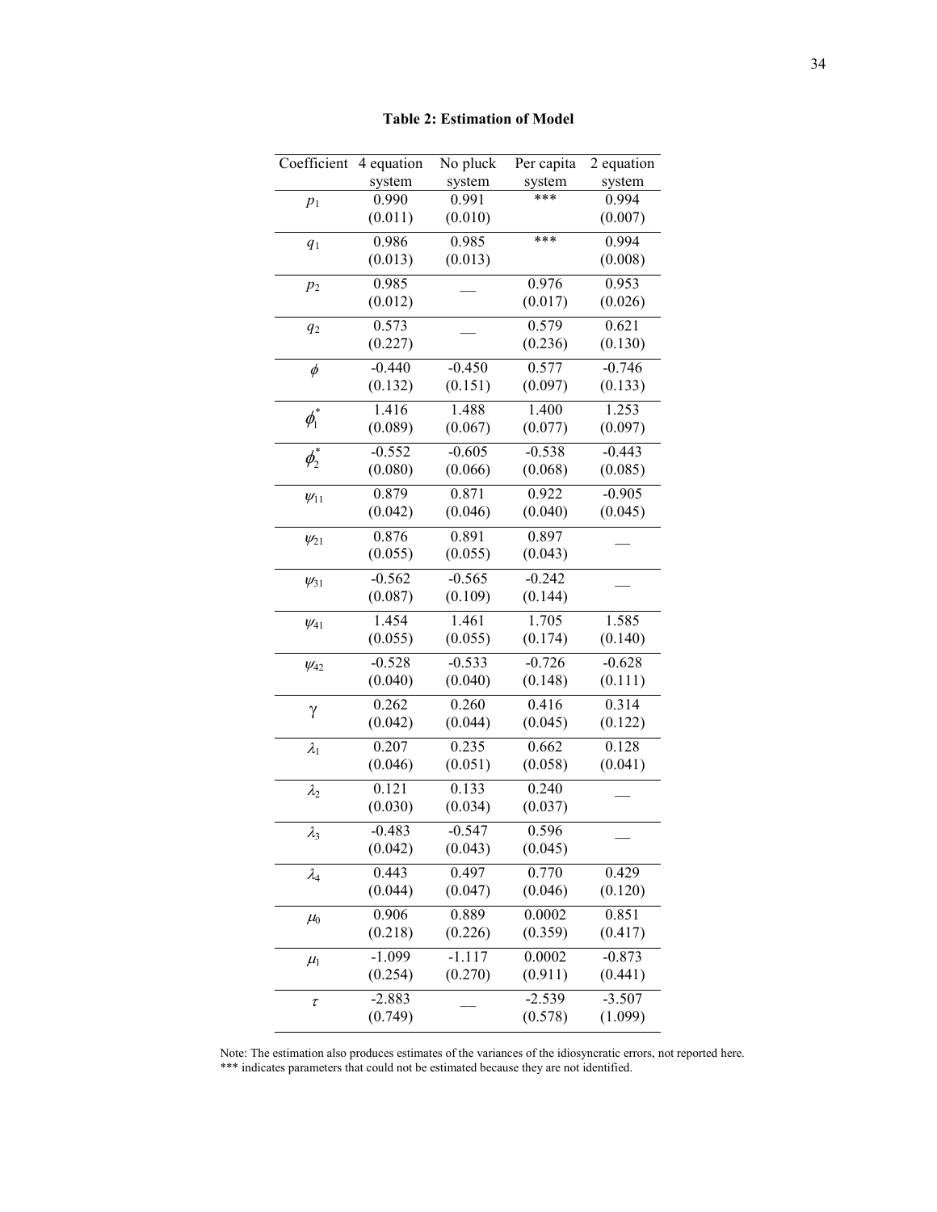**Table 2: Estimation of Model**

| Coefficient | 4 equation system | No pluck system | Per capita system | 2 equation system |
|---|---|---|---|---|
| $p_1$ | 0.990<br>(0.011) | 0.991<br>(0.010) | *** | 0.994<br>(0.007) |
| $q_1$ | 0.986<br>(0.013) | 0.985<br>(0.013) | *** | 0.994<br>(0.008) |
| $p_2$ | 0.985<br>(0.012) | __ | 0.976<br>(0.017) | 0.953<br>(0.026) |
| $q_2$ | 0.573<br>(0.227) | __ | 0.579<br>(0.236) | 0.621<br>(0.130) |
| $\phi$ | -0.440<br>(0.132) | -0.450<br>(0.151) | 0.577<br>(0.097) | -0.746<br>(0.133) |
| $\phi_1^*$ | 1.416<br>(0.089) | 1.488<br>(0.067) | 1.400<br>(0.077) | 1.253<br>(0.097) |
| $\phi_2^*$ | -0.552<br>(0.080) | -0.605<br>(0.066) | -0.538<br>(0.068) | -0.443<br>(0.085) |
| $\psi_{11}$ | 0.879<br>(0.042) | 0.871<br>(0.046) | 0.922<br>(0.040) | -0.905<br>(0.045) |
| $\psi_{21}$ | 0.876<br>(0.055) | 0.891<br>(0.055) | 0.897<br>(0.043) | __ |
| $\psi_{31}$ | -0.562<br>(0.087) | -0.565<br>(0.109) | -0.242<br>(0.144) | __ |
| $\psi_{41}$ | 1.454<br>(0.055) | 1.461<br>(0.055) | 1.705<br>(0.174) | 1.585<br>(0.140) |
| $\psi_{42}$ | -0.528<br>(0.040) | -0.533<br>(0.040) | -0.726<br>(0.148) | -0.628<br>(0.111) |
| $\gamma$ | 0.262<br>(0.042) | 0.260<br>(0.044) | 0.416<br>(0.045) | 0.314<br>(0.122) |
| $\lambda_1$ | 0.207<br>(0.046) | 0.235<br>(0.051) | 0.662<br>(0.058) | 0.128<br>(0.041) |
| $\lambda_2$ | 0.121<br>(0.030) | 0.133<br>(0.034) | 0.240<br>(0.037) | __ |
| $\lambda_3$ | -0.483<br>(0.042) | -0.547<br>(0.043) | 0.596<br>(0.045) | __ |
| $\lambda_4$ | 0.443<br>(0.044) | 0.497<br>(0.047) | 0.770<br>(0.046) | 0.429<br>(0.120) |
| $\mu_0$ | 0.906<br>(0.218) | 0.889<br>(0.226) | 0.0002<br>(0.359) | 0.851<br>(0.417) |
| $\mu_1$ | -1.099<br>(0.254) | -1.117<br>(0.270) | 0.0002<br>(0.911) | -0.873<br>(0.441) |
| $\tau$ | -2.883<br>(0.749) | __ | -2.539<br>(0.578) | -3.507<br>(1.099) |

Note: The estimation also produces estimates of the variances of the idiosyncratic errors, not reported here.
*** indicates parameters that could not be estimated because they are not identified.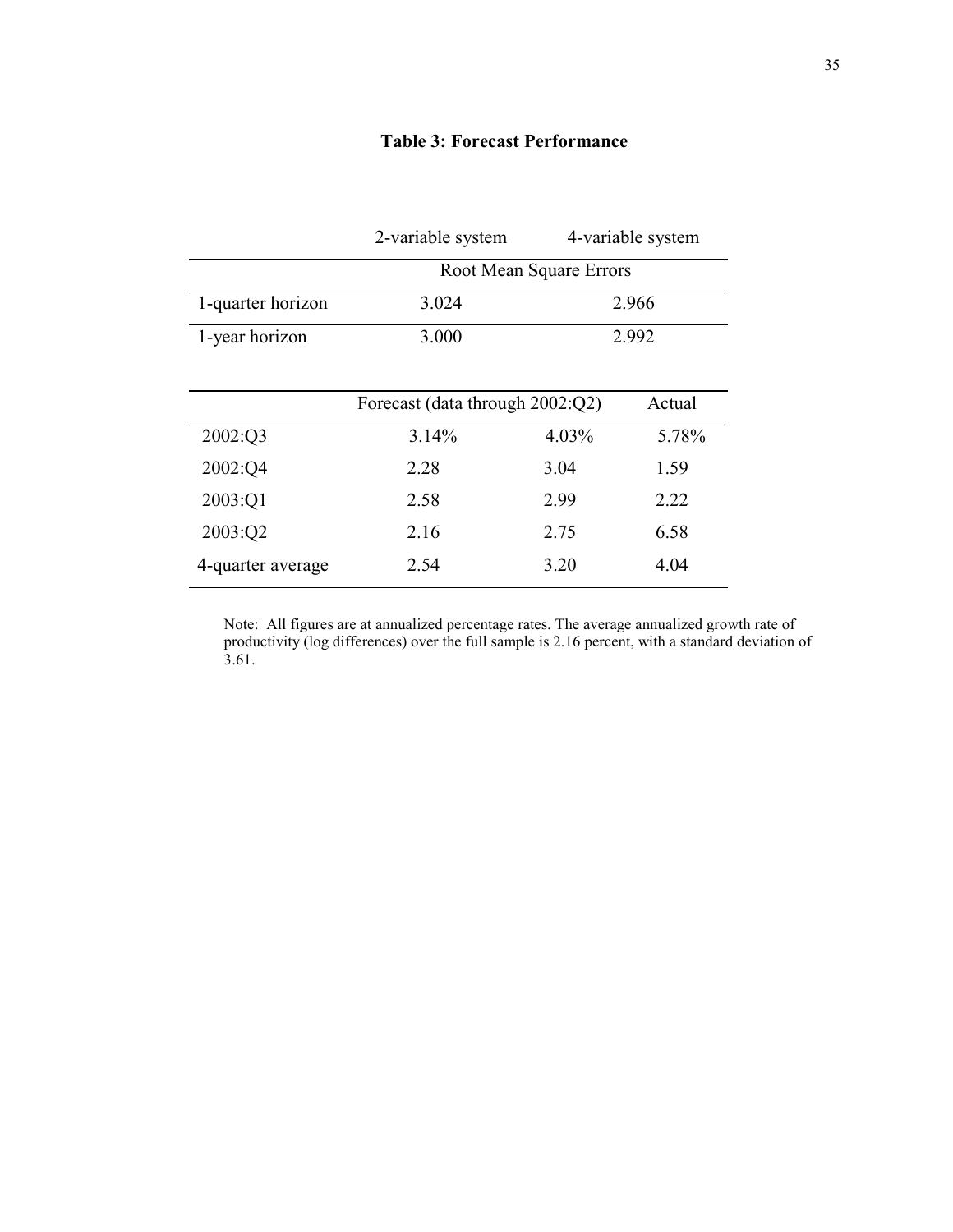**Table 3: Forecast Performance**

| | 2-variable system | 4-variable system |
|---|---|---|
| | Root Mean Square Errors | |
| 1-quarter horizon | 3.024 | 2.966 |
| 1-year horizon | 3.000 | 2.992 |

| | Forecast (data through 2002:Q2) | | Actual |
|---|---|---|---|
| 2002:Q3 | 3.14% | 4.03% | 5.78% |
| 2002:Q4 | 2.28 | 3.04 | 1.59 |
| 2003:Q1 | 2.58 | 2.99 | 2.22 |
| 2003:Q2 | 2.16 | 2.75 | 6.58 |
| 4-quarter average | 2.54 | 3.20 | 4.04 |

Note: All figures are at annualized percentage rates. The average annualized growth rate of productivity (log differences) over the full sample is 2.16 percent, with a standard deviation of 3.61.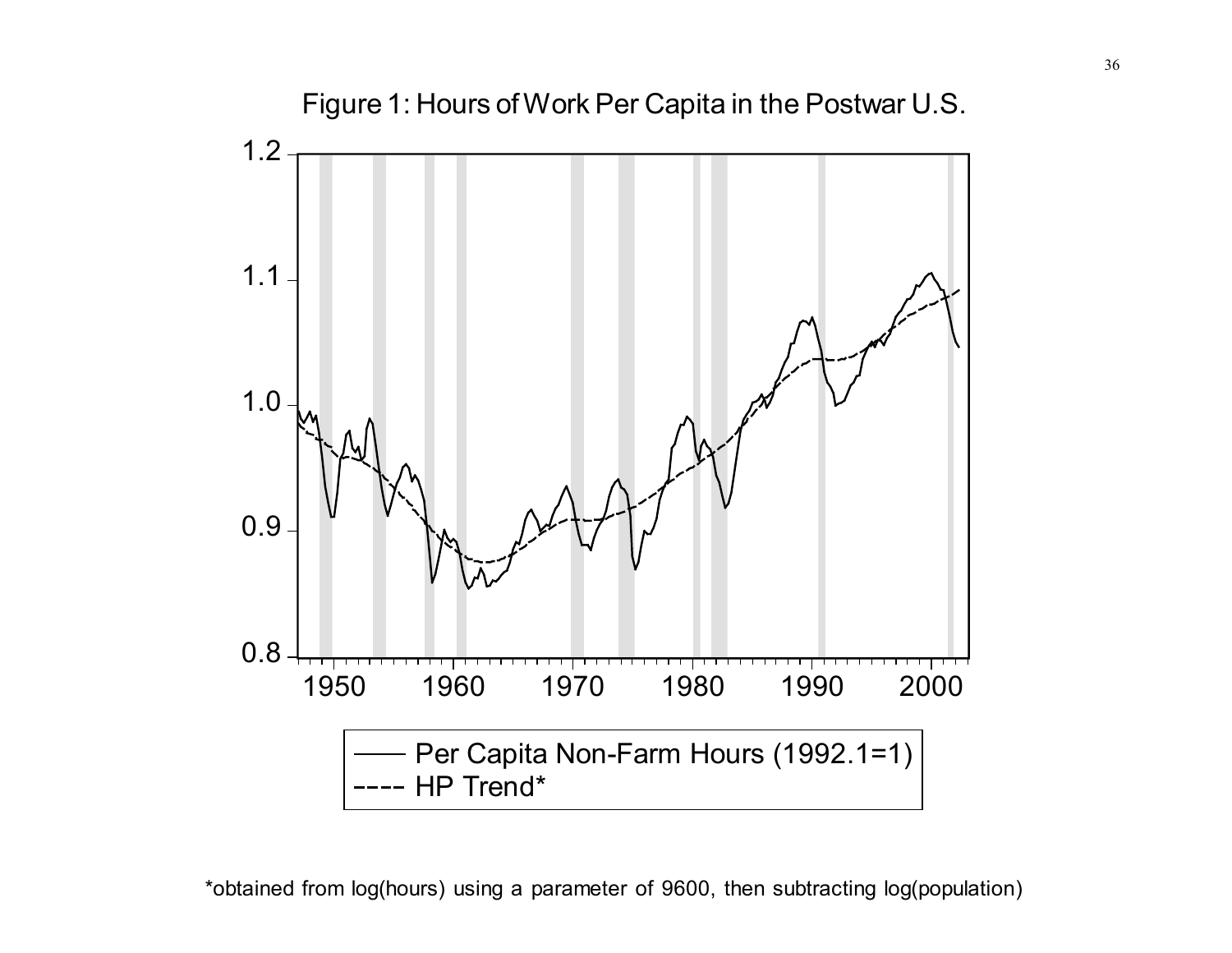Figure 1: Hours of Work Per Capita in the Postwar U.S.

1.2

1.1

1.0

0.9

0.8

1950 1960 1970 1980 1990 2000

—— Per Capita Non-Farm Hours (1992.1=1)

---- HP Trend*

*obtained from log(hours) using a parameter of 9600, then subtracting log(population)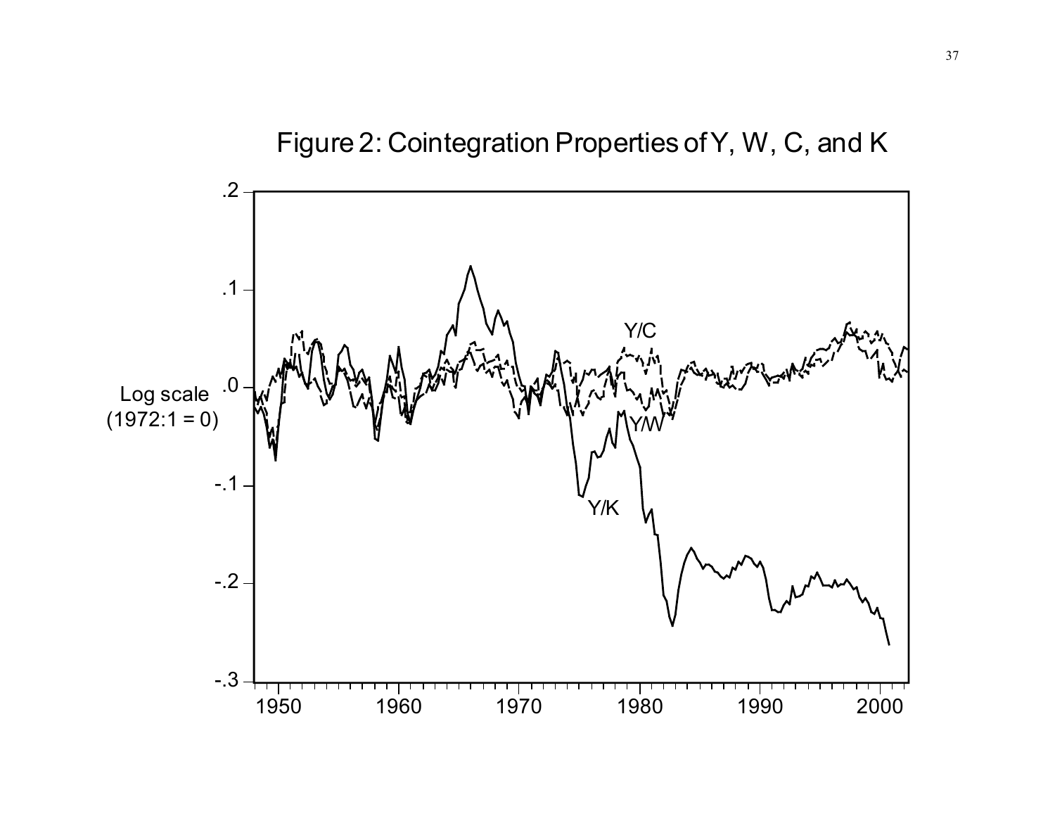Figure 2: Cointegration Properties of Y, W, C, and K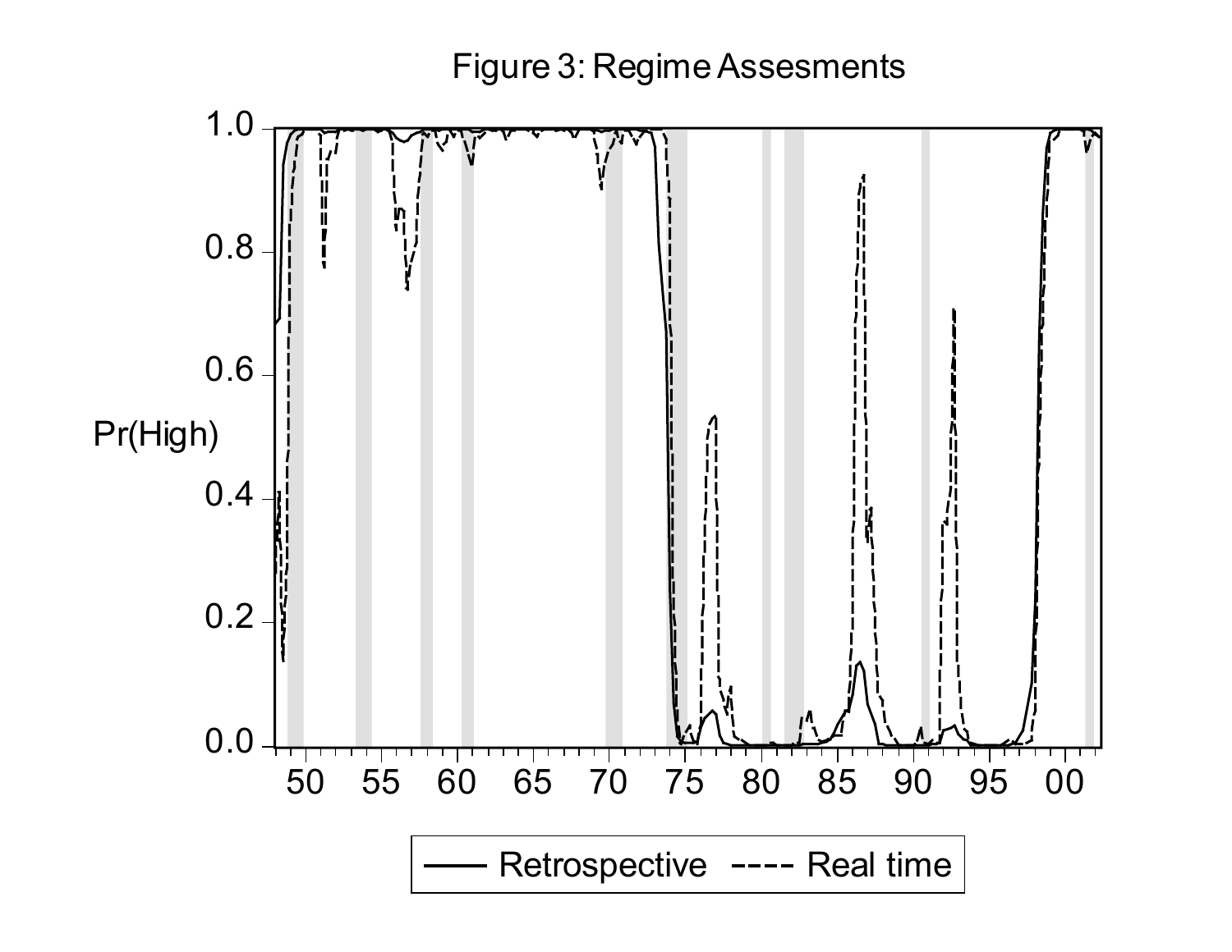Figure 3: Regime Assesments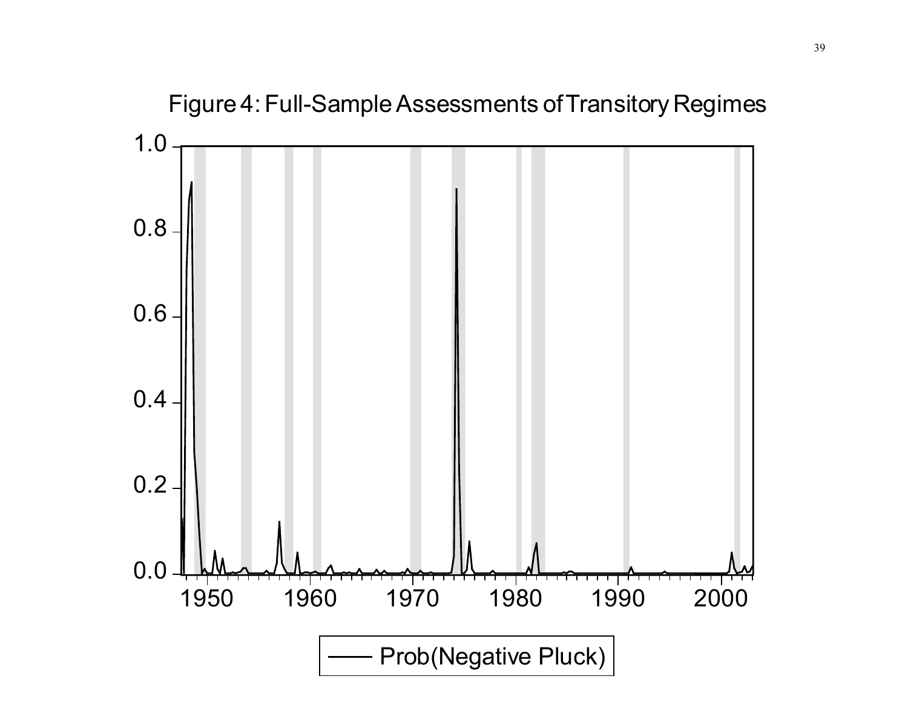Figure 4: Full-Sample Assessments of Transitory Regimes

1.0
0.8
0.6
0.4
0.2
0.0

1950 1960 1970 1980 1990 2000

Prob(Negative Pluck)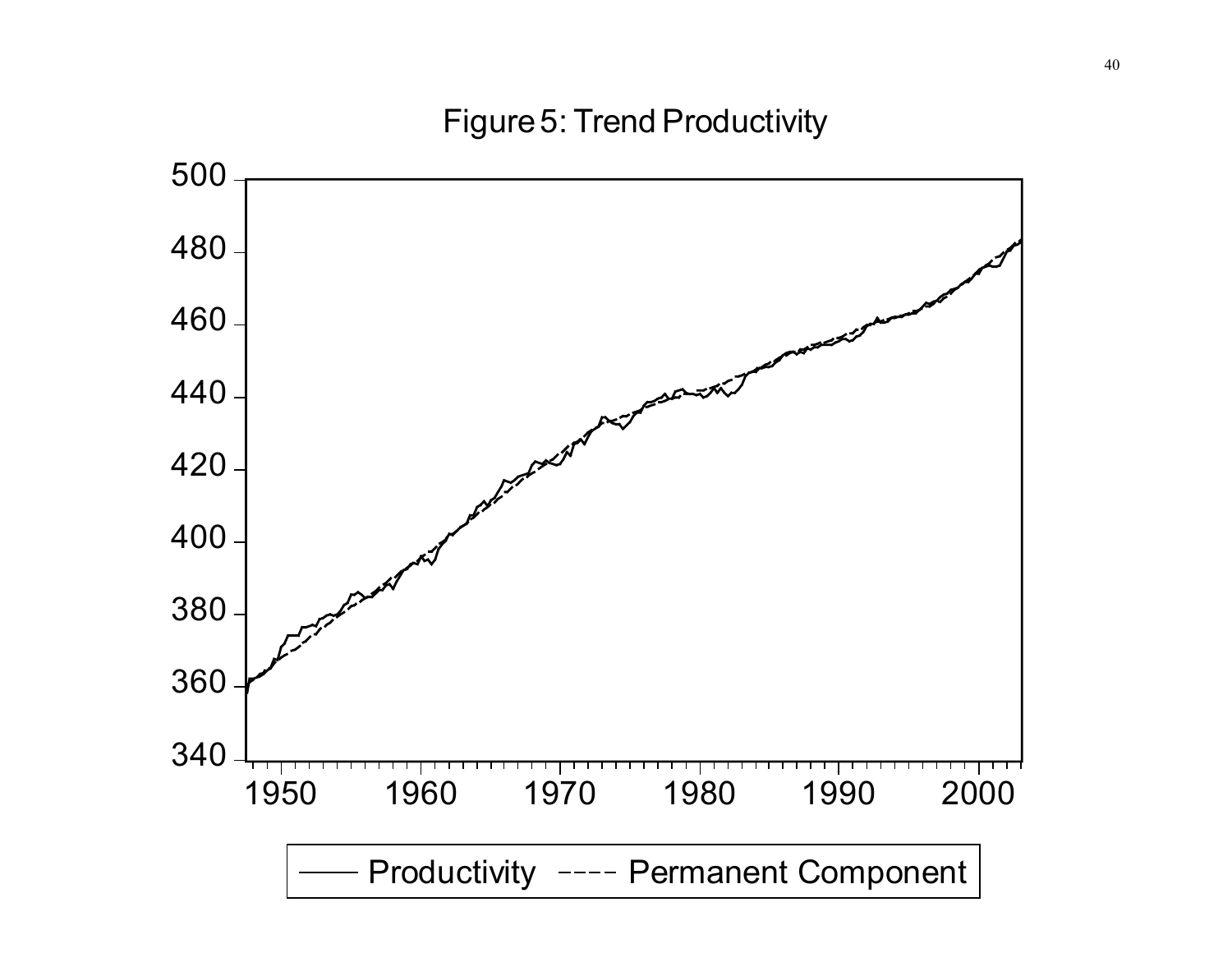Figure 5: Trend Productivity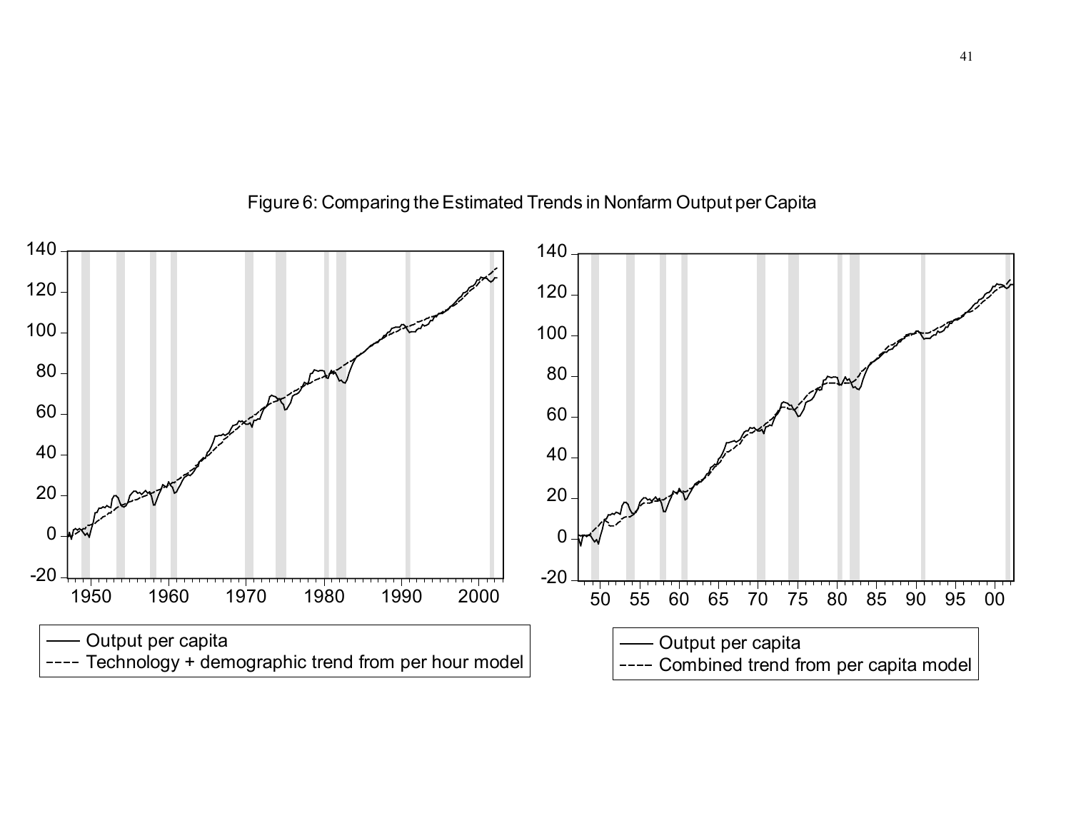Figure 6: Comparing the Estimated Trends in Nonfarm Output per Capita

—— Output per capita
---- Technology + demographic trend from per hour model

—— Output per capita
---- Combined trend from per capita model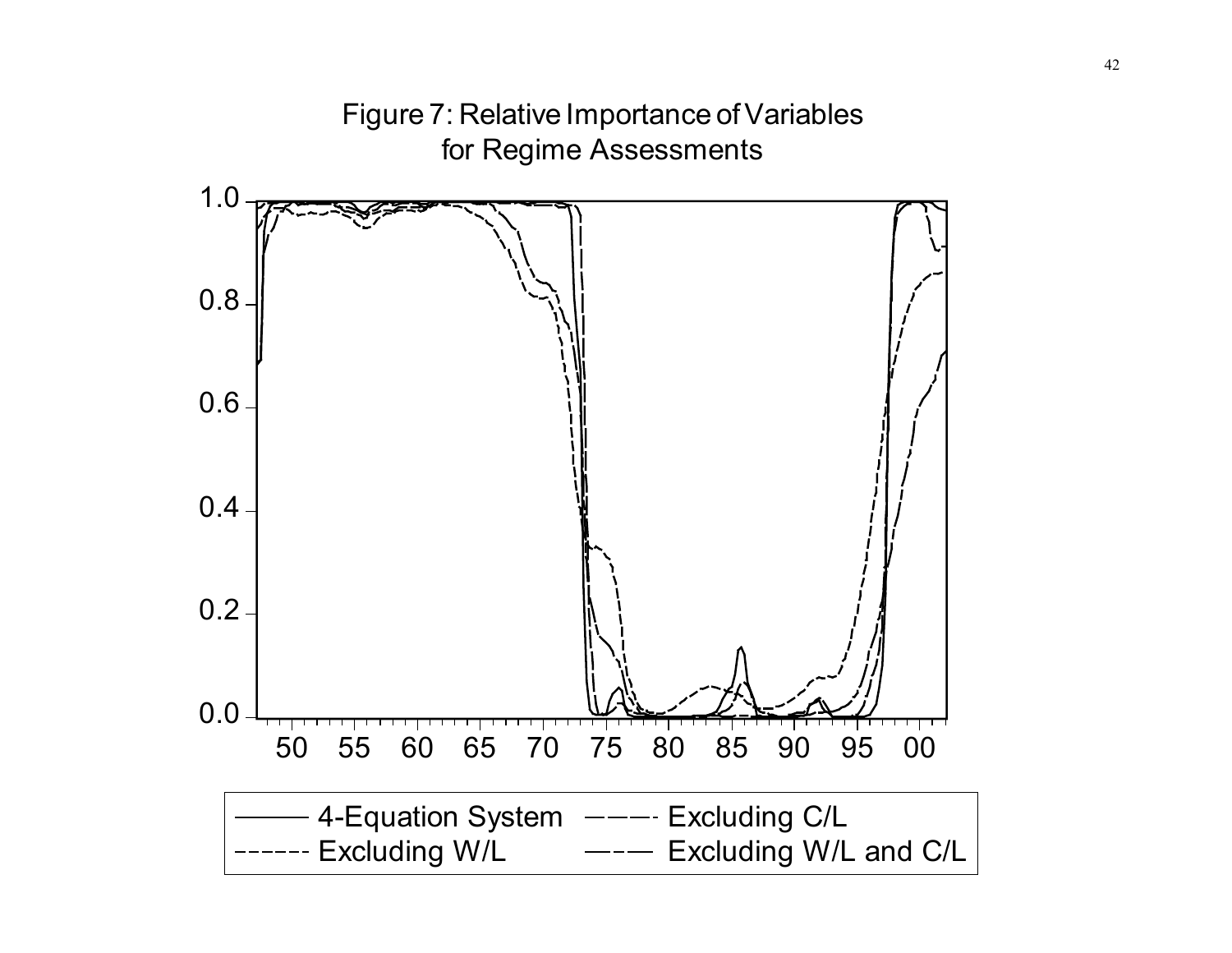Figure 7: Relative Importance of Variables for Regime Assessments

1.0
0.8
0.6
0.4
0.2
0.0

50 55 60 65 70 75 80 85 90 95 00

4-Equation System
Excluding C/L
Excluding W/L
Excluding W/L and C/L